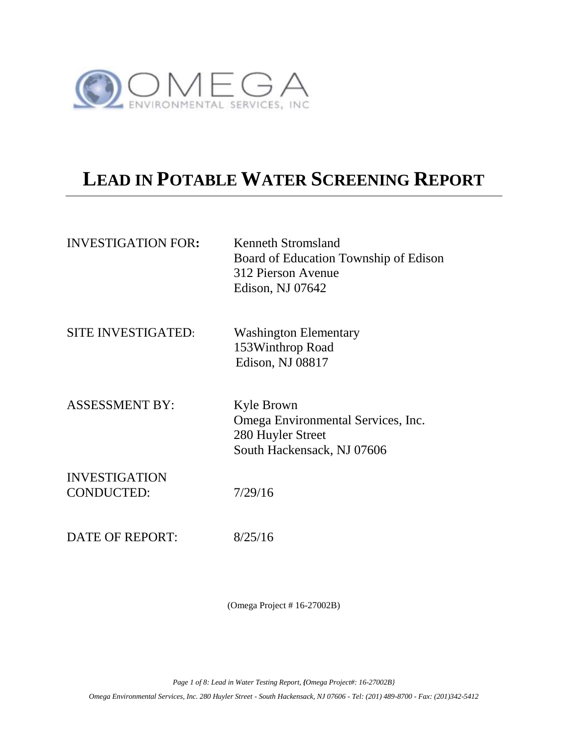OMEGA ENVIRONMENTAL SERVICES, INC

# LEAD IN POTABLE WATER SCREENING REPORT

INVESTIGATION FOR: Kenneth Stromsland
Board of Education Township of Edison
312 Pierson Avenue
Edison, NJ 07642

SITE INVESTIGATED: Washington Elementary
153Winthrop Road
Edison, NJ 08817

ASSESSMENT BY: Kyle Brown
Omega Environmental Services, Inc.
280 Huyler Street
South Hackensack, NJ 07606

INVESTIGATION CONDUCTED: 7/29/16

DATE OF REPORT: 8/25/16

(Omega Project # 16-27002B)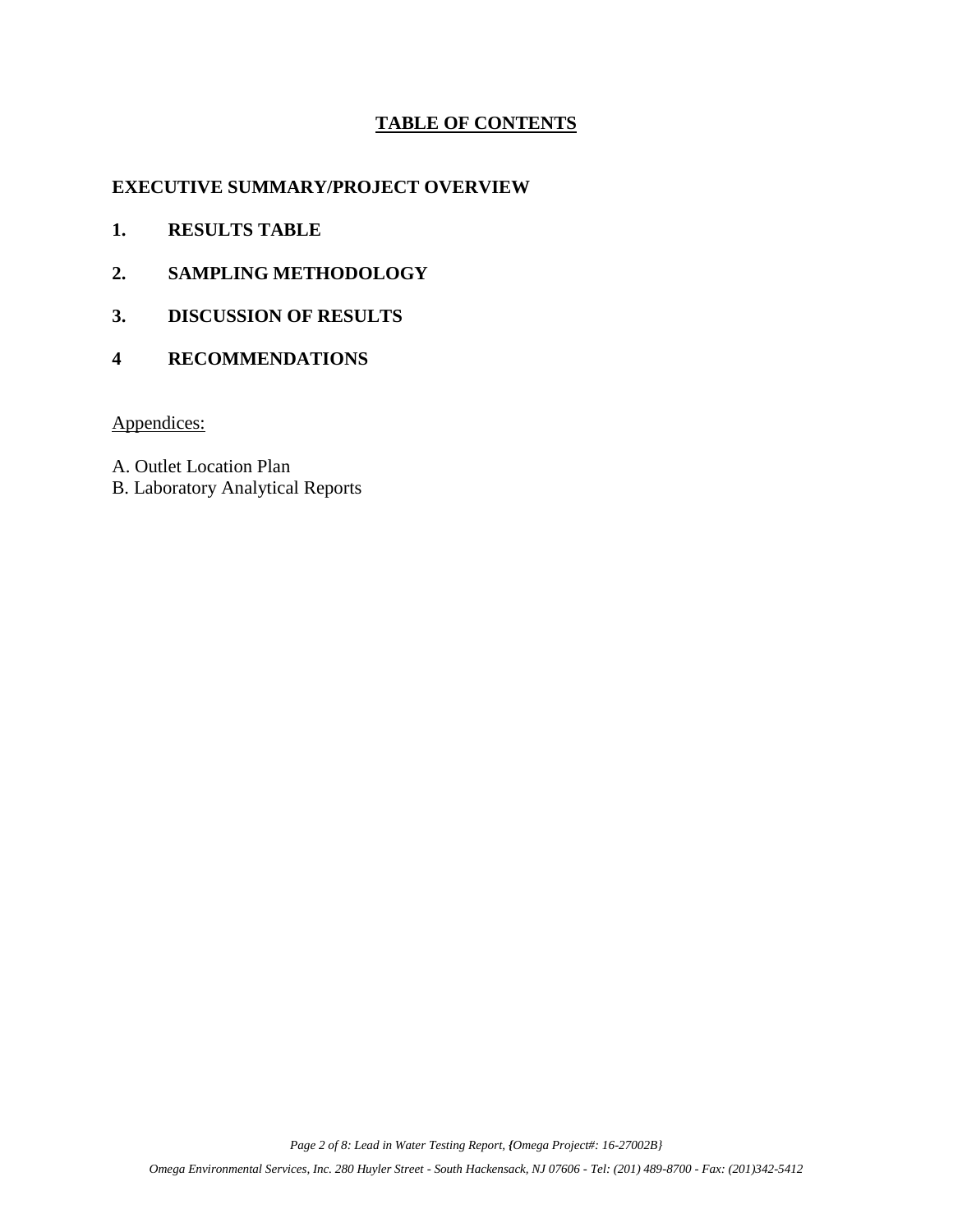# TABLE OF CONTENTS

**EXECUTIVE SUMMARY/PROJECT OVERVIEW**

**1. RESULTS TABLE**

**2. SAMPLING METHODOLOGY**

**3. DISCUSSION OF RESULTS**

**4 RECOMMENDATIONS**

Appendices:

A. Outlet Location Plan
B. Laboratory Analytical Reports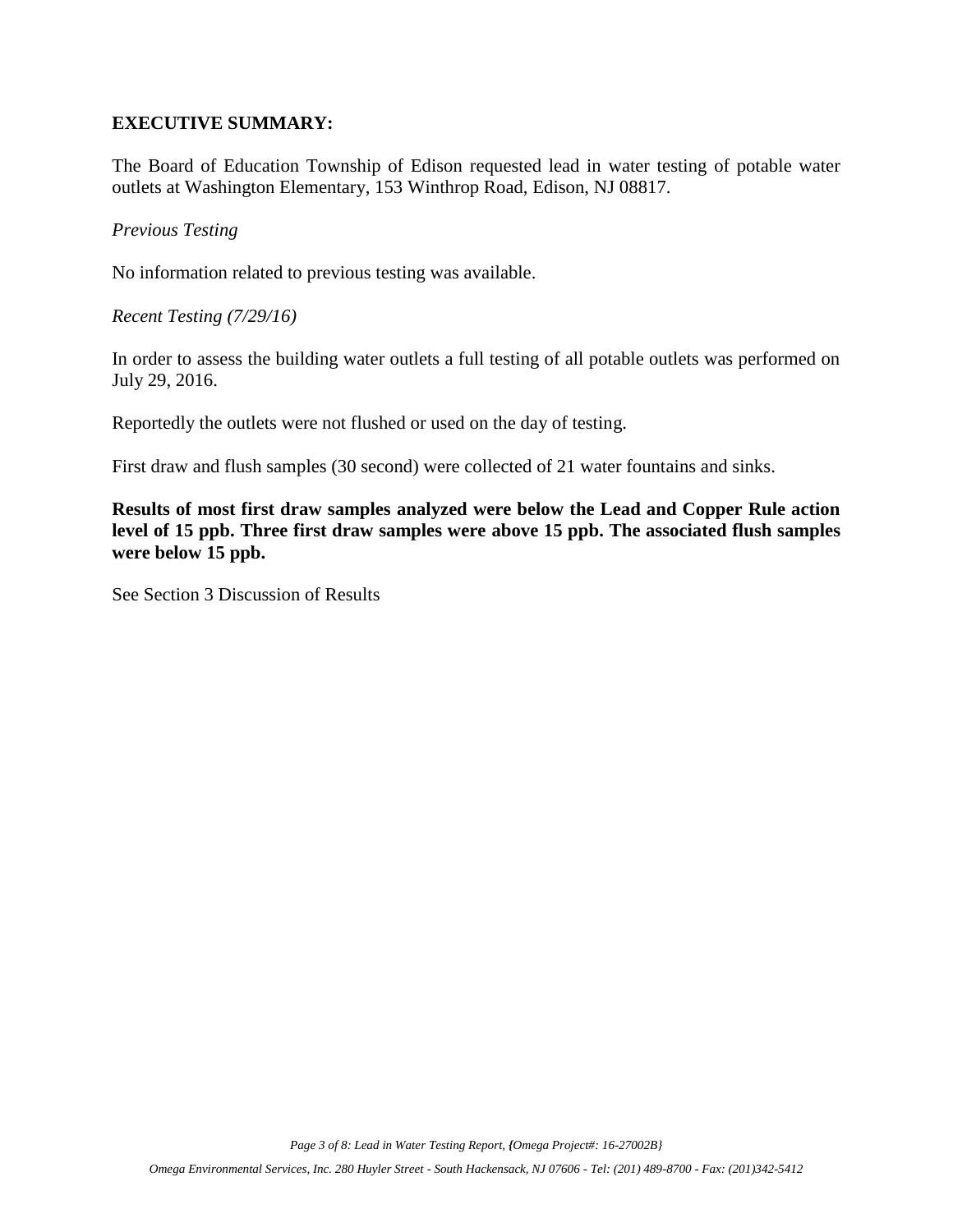## EXECUTIVE SUMMARY:

The Board of Education Township of Edison requested lead in water testing of potable water outlets at Washington Elementary, 153 Winthrop Road, Edison, NJ 08817.

*Previous Testing*

No information related to previous testing was available.

*Recent Testing (7/29/16)*

In order to assess the building water outlets a full testing of all potable outlets was performed on July 29, 2016.

Reportedly the outlets were not flushed or used on the day of testing.

First draw and flush samples (30 second) were collected of 21 water fountains and sinks.

**Results of most first draw samples analyzed were below the Lead and Copper Rule action level of 15 ppb. Three first draw samples were above 15 ppb. The associated flush samples were below 15 ppb.**

See Section 3 Discussion of Results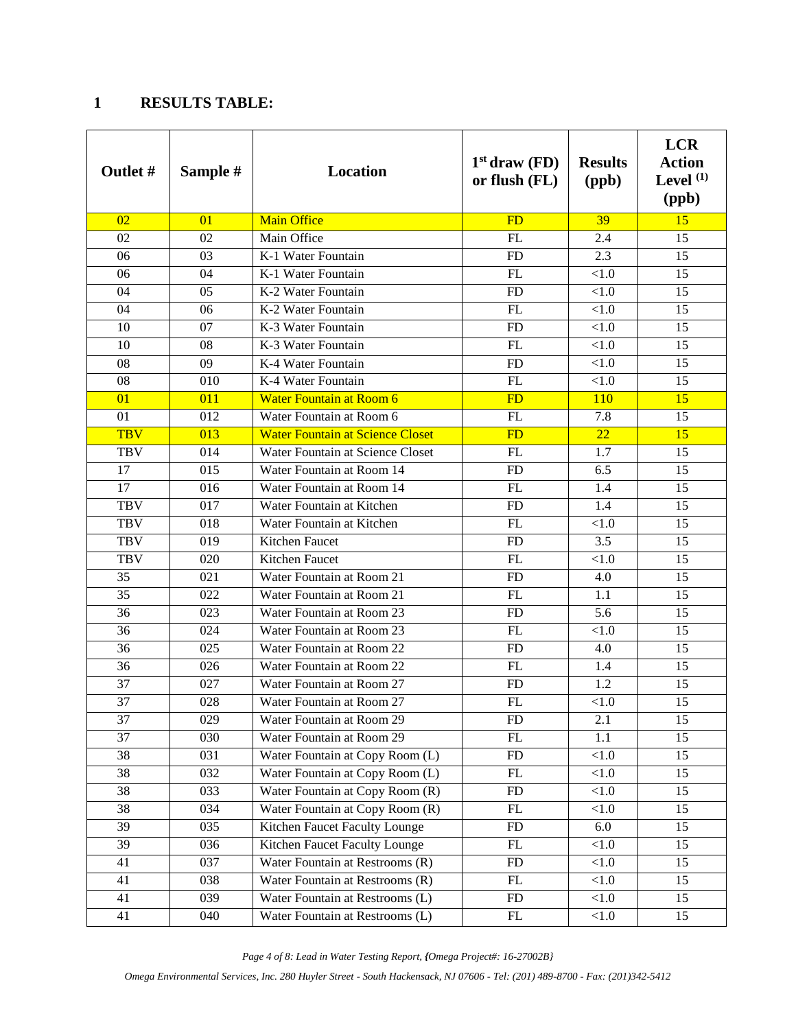## 1 RESULTS TABLE:

| Outlet # | Sample # | Location | 1st draw (FD) or flush (FL) | Results (ppb) | LCR Action Level (1) (ppb) |
|---|---|---|---|---|---|
| 02 | 01 | Main Office | FD | 39 | 15 |
| 02 | 02 | Main Office | FL | 2.4 | 15 |
| 06 | 03 | K-1 Water Fountain | FD | 2.3 | 15 |
| 06 | 04 | K-1 Water Fountain | FL | <1.0 | 15 |
| 04 | 05 | K-2 Water Fountain | FD | <1.0 | 15 |
| 04 | 06 | K-2 Water Fountain | FL | <1.0 | 15 |
| 10 | 07 | K-3 Water Fountain | FD | <1.0 | 15 |
| 10 | 08 | K-3 Water Fountain | FL | <1.0 | 15 |
| 08 | 09 | K-4 Water Fountain | FD | <1.0 | 15 |
| 08 | 010 | K-4 Water Fountain | FL | <1.0 | 15 |
| 01 | 011 | Water Fountain at Room 6 | FD | 110 | 15 |
| 01 | 012 | Water Fountain at Room 6 | FL | 7.8 | 15 |
| TBV | 013 | Water Fountain at Science Closet | FD | 22 | 15 |
| TBV | 014 | Water Fountain at Science Closet | FL | 1.7 | 15 |
| 17 | 015 | Water Fountain at Room 14 | FD | 6.5 | 15 |
| 17 | 016 | Water Fountain at Room 14 | FL | 1.4 | 15 |
| TBV | 017 | Water Fountain at Kitchen | FD | 1.4 | 15 |
| TBV | 018 | Water Fountain at Kitchen | FL | <1.0 | 15 |
| TBV | 019 | Kitchen Faucet | FD | 3.5 | 15 |
| TBV | 020 | Kitchen Faucet | FL | <1.0 | 15 |
| 35 | 021 | Water Fountain at Room 21 | FD | 4.0 | 15 |
| 35 | 022 | Water Fountain at Room 21 | FL | 1.1 | 15 |
| 36 | 023 | Water Fountain at Room 23 | FD | 5.6 | 15 |
| 36 | 024 | Water Fountain at Room 23 | FL | <1.0 | 15 |
| 36 | 025 | Water Fountain at Room 22 | FD | 4.0 | 15 |
| 36 | 026 | Water Fountain at Room 22 | FL | 1.4 | 15 |
| 37 | 027 | Water Fountain at Room 27 | FD | 1.2 | 15 |
| 37 | 028 | Water Fountain at Room 27 | FL | <1.0 | 15 |
| 37 | 029 | Water Fountain at Room 29 | FD | 2.1 | 15 |
| 37 | 030 | Water Fountain at Room 29 | FL | 1.1 | 15 |
| 38 | 031 | Water Fountain at Copy Room (L) | FD | <1.0 | 15 |
| 38 | 032 | Water Fountain at Copy Room (L) | FL | <1.0 | 15 |
| 38 | 033 | Water Fountain at Copy Room (R) | FD | <1.0 | 15 |
| 38 | 034 | Water Fountain at Copy Room (R) | FL | <1.0 | 15 |
| 39 | 035 | Kitchen Faucet Faculty Lounge | FD | 6.0 | 15 |
| 39 | 036 | Kitchen Faucet Faculty Lounge | FL | <1.0 | 15 |
| 41 | 037 | Water Fountain at Restrooms (R) | FD | <1.0 | 15 |
| 41 | 038 | Water Fountain at Restrooms (R) | FL | <1.0 | 15 |
| 41 | 039 | Water Fountain at Restrooms (L) | FD | <1.0 | 15 |
| 41 | 040 | Water Fountain at Restrooms (L) | FL | <1.0 | 15 |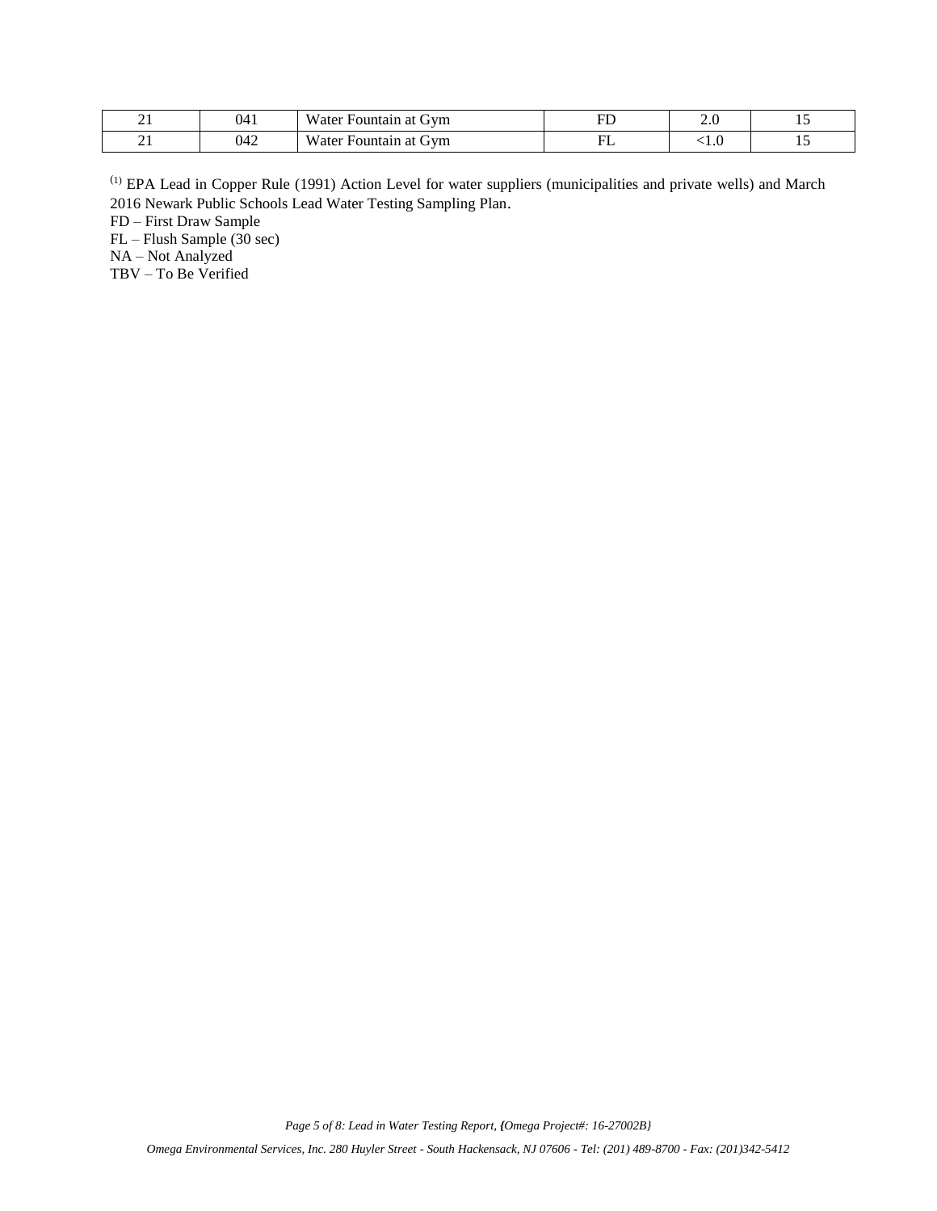| 21 | 041 | Water Fountain at Gym | FD | 2.0 | 15 |
|---|---|---|---|---|---|
| 21 | 042 | Water Fountain at Gym | FL | <1.0 | 15 |

[1] EPA Lead in Copper Rule (1991) Action Level for water suppliers (municipalities and private wells) and March 2016 Newark Public Schools Lead Water Testing Sampling Plan.

FD – First Draw Sample
FL – Flush Sample (30 sec)
NA – Not Analyzed
TBV – To Be Verified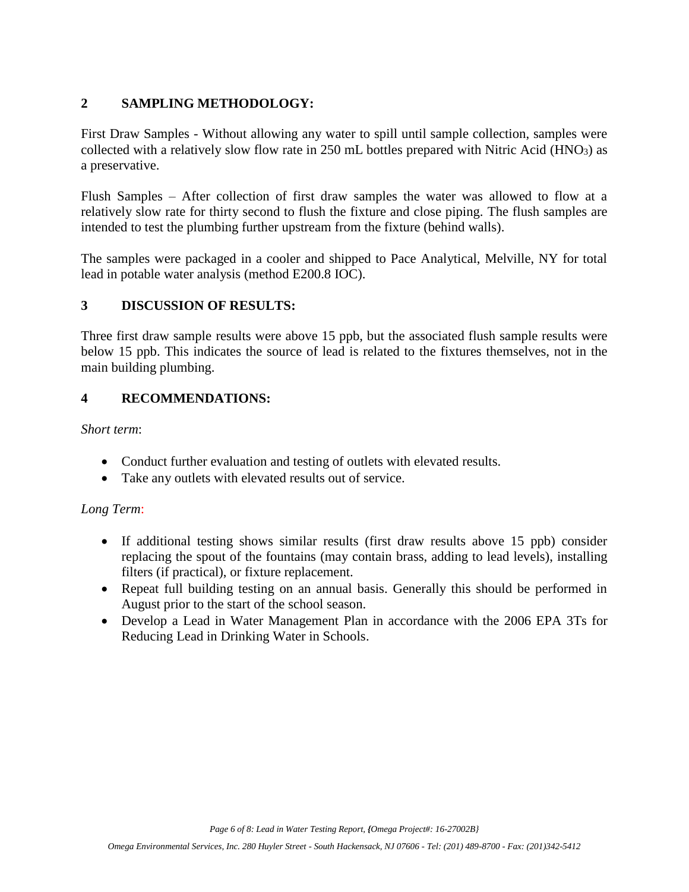## 2 SAMPLING METHODOLOGY:

First Draw Samples - Without allowing any water to spill until sample collection, samples were collected with a relatively slow flow rate in 250 mL bottles prepared with Nitric Acid ($HNO_3$) as a preservative.

Flush Samples – After collection of first draw samples the water was allowed to flow at a relatively slow rate for thirty second to flush the fixture and close piping. The flush samples are intended to test the plumbing further upstream from the fixture (behind walls).

The samples were packaged in a cooler and shipped to Pace Analytical, Melville, NY for total lead in potable water analysis (method E200.8 IOC).

## 3 DISCUSSION OF RESULTS:

Three first draw sample results were above 15 ppb, but the associated flush sample results were below 15 ppb. This indicates the source of lead is related to the fixtures themselves, not in the main building plumbing.

## 4 RECOMMENDATIONS:

*Short term*:

- Conduct further evaluation and testing of outlets with elevated results.
- Take any outlets with elevated results out of service.

*Long Term*:

- If additional testing shows similar results (first draw results above 15 ppb) consider replacing the spout of the fountains (may contain brass, adding to lead levels), installing filters (if practical), or fixture replacement.
- Repeat full building testing on an annual basis. Generally this should be performed in August prior to the start of the school season.
- Develop a Lead in Water Management Plan in accordance with the 2006 EPA 3Ts for Reducing Lead in Drinking Water in Schools.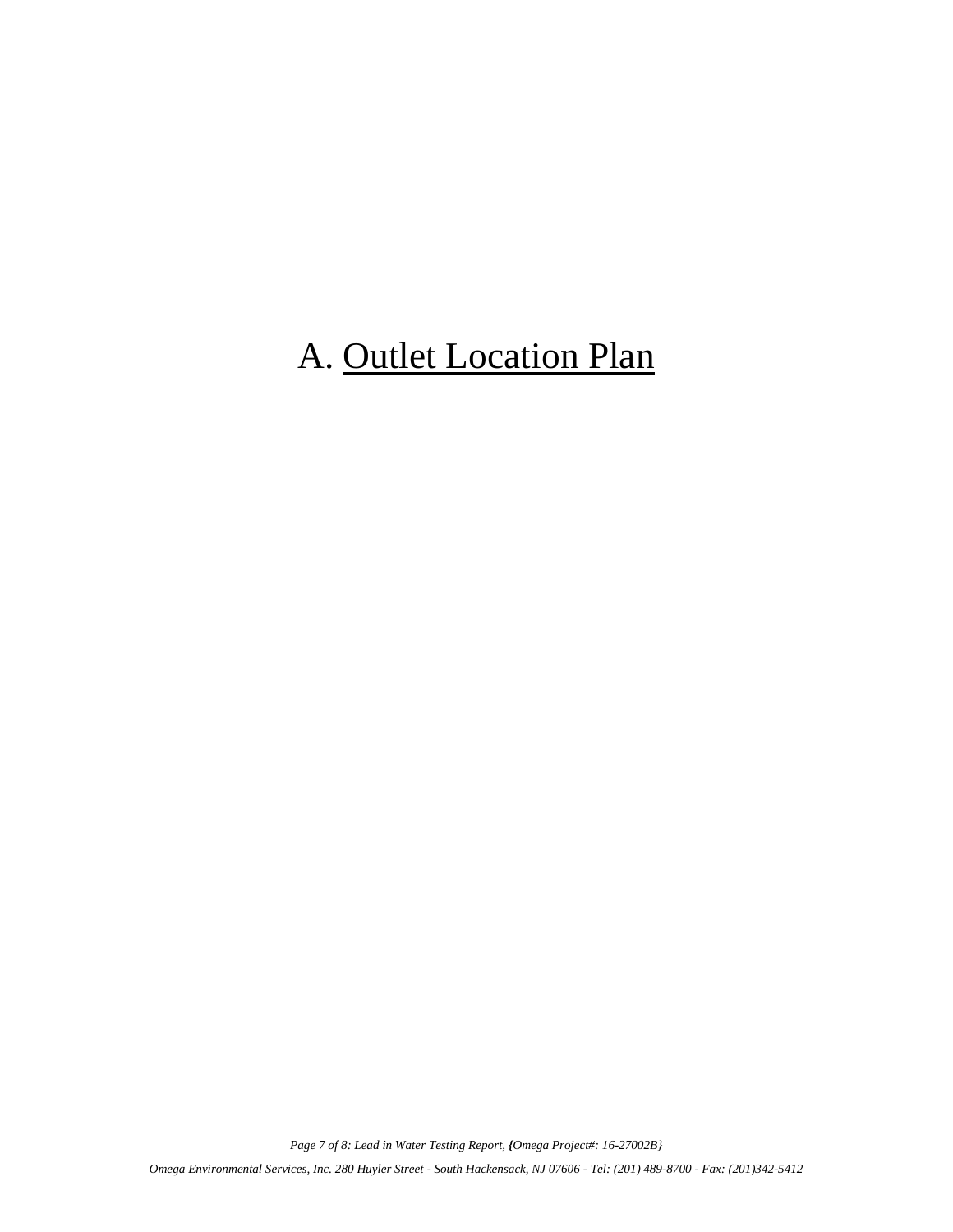# A. <u>Outlet Location Plan</u>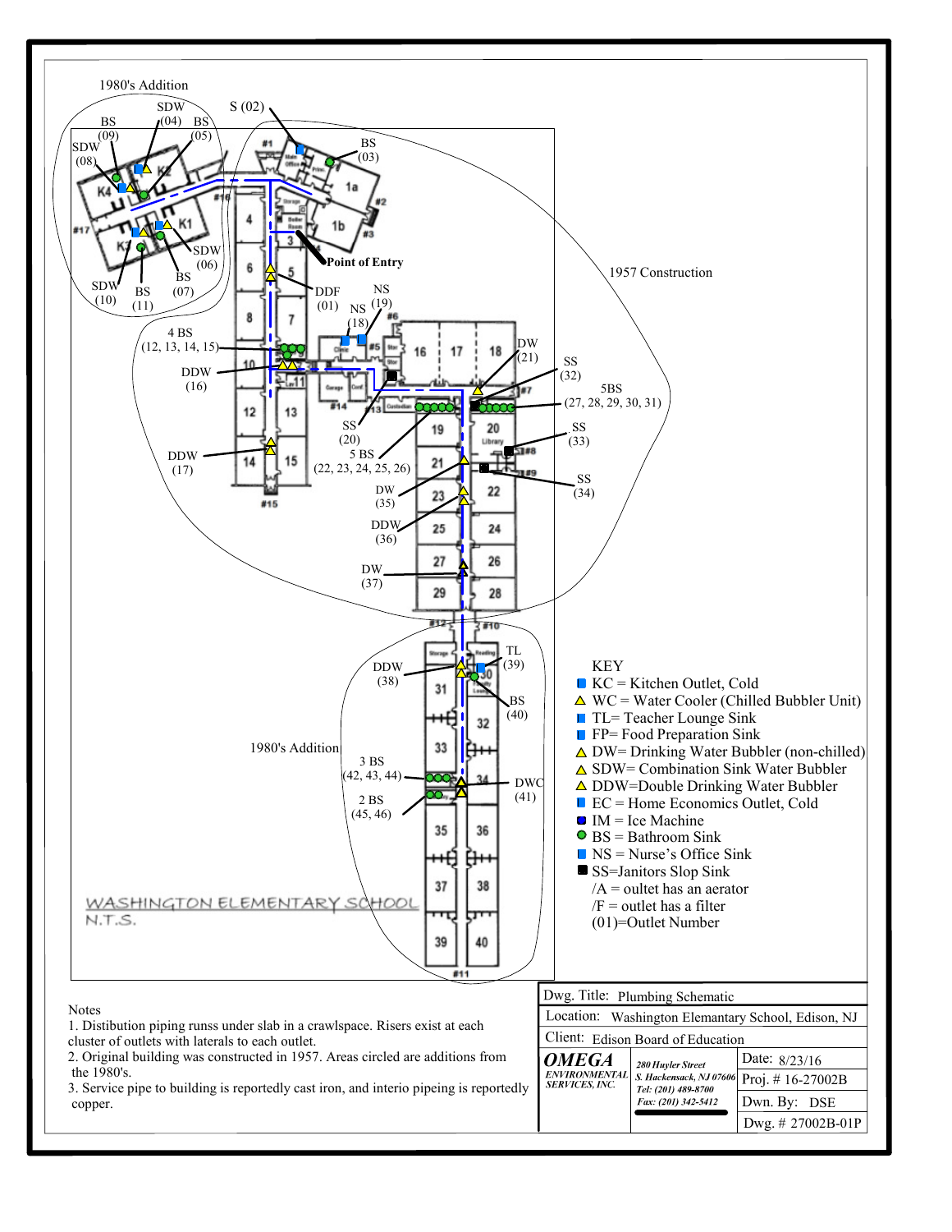1980's Addition

SDW (04), BS (09), BS (05), SDW (08), S (02), BS (03), SDW (06), BS (07), SDW (10), BS (11)

Point of Entry

1957 Construction

DDF (01), NS (18), NS (19)

4 BS (12, 13, 14, 15)

DDW (16)

DW (21)

SS (32)

5BS (27, 28, 29, 30, 31)

SS (20)

5 BS (22, 23, 24, 25, 26)

SS (33)

DDW (17)

SS (34)

DW (35)

DDW (36)

DW (37)

TL (39)

DDW (38)

BS (40)

1980's Addition

3 BS (42, 43, 44)

DWC (41)

2 BS (45, 46)

WASHINGTON ELEMENTARY SCHOOL
N.T.S.

KEY

- KC = Kitchen Outlet, Cold
- WC = Water Cooler (Chilled Bubbler Unit)
- TL= Teacher Lounge Sink
- FP= Food Preparation Sink
- DW= Drinking Water Bubbler (non-chilled)
- SDW= Combination Sink Water Bubbler
- DDW=Double Drinking Water Bubbler
- EC = Home Economics Outlet, Cold
- IM = Ice Machine
- BS = Bathroom Sink
- NS = Nurse's Office Sink
- SS=Janitors Slop Sink
- /A = oultet has an aerator
- /F = outlet has a filter
- (01)=Outlet Number

Notes

1. Distribution piping runss under slab in a crawlspace. Risers exist at each cluster of outlets with laterals to each outlet.
2. Original building was constructed in 1957. Areas circled are additions from the 1980's.
3. Service pipe to building is reportedly cast iron, and interio pipeing is reportedly copper.

| Dwg. Title: Plumbing Schematic | | |
|---|---|---|
| Location: Washington Elemantary School, Edison, NJ | | |
| Client: Edison Board of Education | | |
| **OMEGA** ENVIRONMENTAL SERVICES, INC. | 280 Huyler Street S. Hackensack, NJ 07606 Tel: (201) 489-8700 Fax: (201) 342-5412 | Date: 8/23/16 |
| | | Proj. # 16-27002B |
| | | Dwn. By: DSE |
| | | Dwg. # 27002B-01P |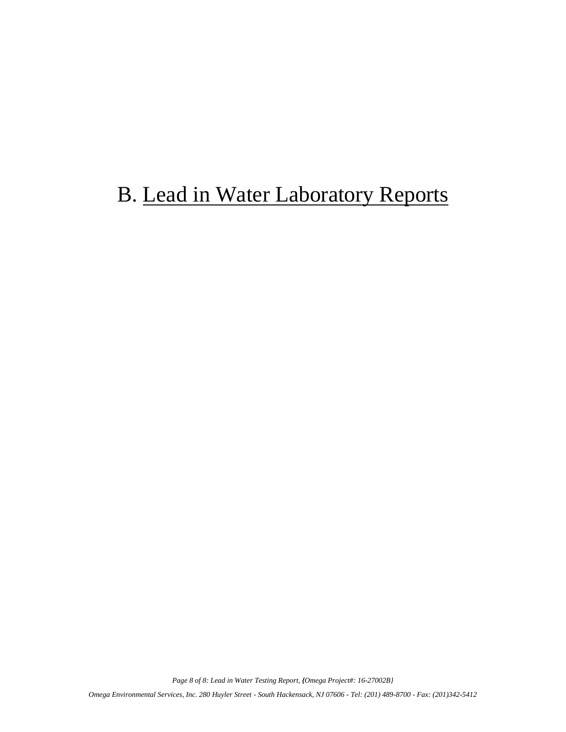# B. Lead in Water Laboratory Reports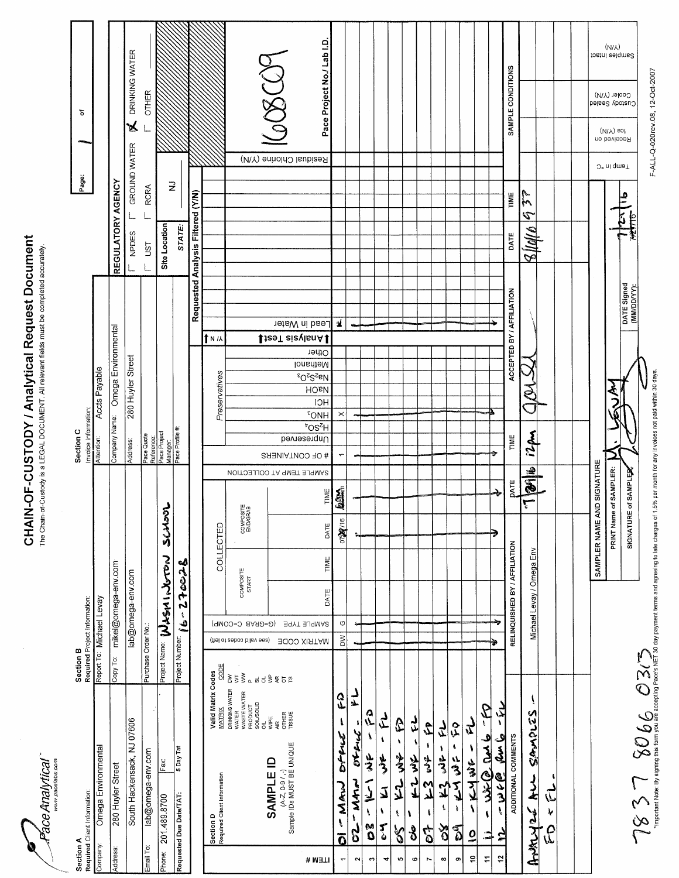# CHAIN-OF-CUSTODY / Analytical Request Document

The Chain-of-Custody is a LEGAL DOCUMENT. All relevant fields must be completed accurately.

Pace Analytical
www.pacelabs.com

Page: 1 of

**Section A** — Required Client Information:

| | |
|---|---|
| Company: | Omega Environmental |
| Address: | 280 Huyler Street |
| | South Hackensack, NJ 07606 |
| Email To: | lab@omega-env.com |
| Phone: | 201.489.8700 |
| Fax: | |
| Requested Due Date/TAT: | 5 Day Tat |

**Section B** — Required Project Information:

| | |
|---|---|
| Report To: | Michael Levay |
| Copy To: | mikel@omega-env.com |
| | lab@omega-env.com |
| Purchase Order No.: | |
| Project Name: | WASHINGTON SCHOOL |
| Project Number: | 16-27002B |

**Section C** — Invoice Information:

| | |
|---|---|
| Attention: | Accts Payable |
| Company Name: | Omega Environmental |
| Address: | 280 Huyler Street |
| Pace Quote Reference: | |
| Pace Project Manager: | |
| Pace Profile #: | |

REGULATORY AGENCY

☐ NPDES ☐ GROUND WATER ☒ DRINKING WATER
☐ UST ☐ RCRA ☐ OTHER

Site Location STATE: NJ

Pace Project No./ Lab I.D.: 1608C09

**Section D** — Required Client Information

Valid Matrix Codes: DRINKING WATER DW, WATER WT, WASTE WATER WW, PRODUCT P, SOIL/SOLID SL, OIL OL, WIPE WP, AIR AR, OTHER OT, TISSUE TS

SAMPLE ID (A-Z, 0-9 / ,-) Sample IDs MUST BE UNIQUE

| ITEM # | SAMPLE ID | MATRIX CODE | SAMPLE TYPE (G=GRAB C=COMP) | Composite Start Date | Composite Start Time | Composite End/Grab Date | Composite End/Grab Time | Sample Temp at Collection | # of Containers | Unpreserved | $H_2SO_4$ | $HNO_3$ | HCl | NaOH | $Na_2S_2O_3$ | Methanol | Other | Analysis Test Y/N: Lead in Water | Residual Chlorine (Y/N) |
|---|---|---|---|---|---|---|---|---|---|---|---|---|---|---|---|---|---|---|---|
| 1 | 01 - MAIN OFFICE - FD | DW | G | | | 07/28/16 | 6:30am | | 1 | | | X | | | | | | X | |
| 2 | 02 - MAIN OFFICE - FL | ↓ | ↓ | | | ↓ | ↓ | | ↓ | | | ↓ | | | | | | ↓ | |
| 3 | 03 - K-1 WF - FD | | | | | | | | | | | | | | | | | | |
| 4 | 04 - K1 WF - FL | | | | | | | | | | | | | | | | | | |
| 5 | 05 - K2 WF - FD | | | | | | | | | | | | | | | | | | |
| 6 | 06 - K2 WF - FL | | | | | | | | | | | | | | | | | | |
| 7 | 07 - K3 WF - FD | | | | | | | | | | | | | | | | | | |
| 8 | 08 - K3 WF - FL | | | | | | | | | | | | | | | | | | |
| 9 | 09 - K4 WF - FD | | | | | | | | | | | | | | | | | | |
| 10 | 10 - K4 WF - FL | | | | | | | | | | | | | | | | | | |
| 11 | 11 - WF@ RM 6 - FD | | | | | | | | | | | | | | | | | | |
| 12 | 12 - WF@ RM 6 - FL | ↓ | ↓ | | | ↓ | ↓ | | ↓ | | | ↓ | | | | | | ↓ | |

| ADDITIONAL COMMENTS | RELINQUISHED BY / AFFILIATION | DATE | TIME | ACCEPTED BY / AFFILIATION | DATE | TIME | SAMPLE CONDITIONS |
|---|---|---|---|---|---|---|---|
| ANALYZE ALL SAMPLES - FD + FL. | Michael Levay / Omega Env | 7/29/16 | 12pm | [signature] | 8/1/16 | 9:37 | |

SAMPLER NAME AND SIGNATURE

PRINT Name of SAMPLER: M. Levay

SIGNATURE of SAMPLER: [signature]

DATE Signed (MM/DD/YY): 7/29/16

Temp in °C | Received on Ice (Y/N) | Custody Sealed Cooler (Y/N) | Samples Intact (Y/N)

7837 8066 0313

*Important Note: By signing this form you are accepting Pace's NET 30 day payment terms and agreeing to late charges of 1.5% per month for any invoices not paid within 30 days.

F-ALL-Q-020rev.08, 12-Oct-2007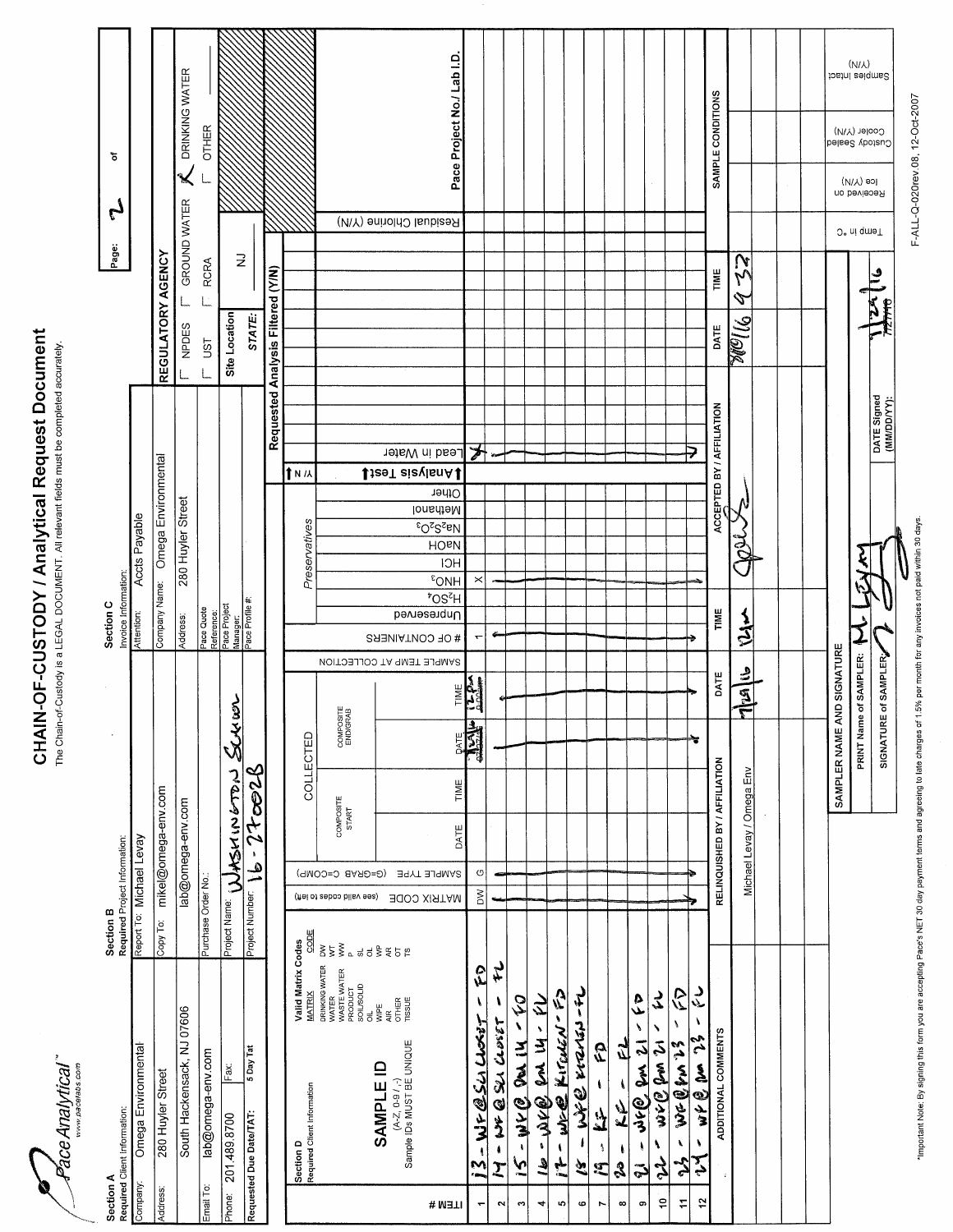# CHAIN-OF-CUSTODY / Analytical Request Document

The Chain-of-Custody is a LEGAL DOCUMENT. All relevant fields must be completed accurately.

Pace Analytical™ www.pacelabs.com

Page: 2 of

**Section A**
Required Client Information:

| | |
|---|---|
| Company: | Omega Environmental |
| Address: | 280 Huyler Street |
| | South Hackensack, NJ 07606 |
| Email To: | lab@omega-env.com |
| Phone: | 201.489.8700 |
| Fax: | |
| Requested Due Date/TAT: | 5 Day Tat |

**Section B**
Required Project Information:

| | |
|---|---|
| Report To: | Michael Levay |
| Copy To: | mikel@omega-env.com |
| | lab@omega-env.com |
| Purchase Order No.: | |
| Project Name: | Washington School |
| Project Number: | 16-27-0028 |

**Section C**
Invoice Information:

| | |
|---|---|
| Attention: | Accts Payable |
| Company Name: | Omega Environmental |
| Address: | 280 Huyler Street |
| Pace Quote Reference: | |
| Pace Project Manager: | |
| Pace Profile #: | |

**REGULATORY AGENCY**

☐ NPDES ☐ GROUND WATER ☒ DRINKING WATER
☐ UST ☐ RCRA ☐ OTHER

Site Location STATE: NJ

**Section D**
Required Client Information

Valid Matrix Codes

| MATRIX | CODE |
|---|---|
| DRINKING WATER | DW |
| WATER | WT |
| WASTE WATER | WW |
| PRODUCT | P |
| SOIL/SOLID | SL |
| OIL | OL |
| WIPE | WP |
| AIR | AR |
| OTHER | OT |
| TISSUE | TS |

SAMPLE ID (A-Z, 0-9 / ,-) Sample IDs MUST BE UNIQUE

| ITEM # | SAMPLE ID | MATRIX CODE | SAMPLE TYPE (G=GRAB C=COMP) | COMPOSITE START DATE | COMPOSITE START TIME | COMPOSITE END/GRAB DATE | COMPOSITE END/GRAB TIME | SAMPLE TEMP AT COLLECTION | # OF CONTAINERS | Unpreserved | $H_2SO_4$ | $HNO_3$ | HCl | NaOH | $Na_2S_2O_3$ | Methanol | Other | Lead in Water | Residual Chlorine (Y/N) | Pace Project No./ Lab I.D. |
|---|---|---|---|---|---|---|---|---|---|---|---|---|---|---|---|---|---|---|---|---|
| 1 | 13 - WF @ SCI CLOSET - FD | DW | G | | | 7/29/16 | 12pm | | 1 | | | X | | | | | | X | | |
| 2 | 14 - WF @ SCI CLOSET - FL | DW | G | | | 7/29/16 | 12pm | | 1 | | | X | | | | | | X | | |
| 3 | 15 - WF @ Rm 14 - FD | DW | G | | | 7/29/16 | 12pm | | 1 | | | X | | | | | | X | | |
| 4 | 16 - WF @ Rm 14 - FL | DW | G | | | 7/29/16 | 12pm | | 1 | | | X | | | | | | X | | |
| 5 | 17 - WF @ KITCHEN - FD | DW | G | | | 7/29/16 | 12pm | | 1 | | | X | | | | | | X | | |
| 6 | 18 - WF @ KITCHEN - FL | DW | G | | | 7/29/16 | 12pm | | 1 | | | X | | | | | | X | | |
| 7 | 19 - KF - FD | DW | G | | | 7/29/16 | 12pm | | 1 | | | X | | | | | | X | | |
| 8 | 20 - KF - FL | DW | G | | | 7/29/16 | 12pm | | 1 | | | X | | | | | | X | | |
| 9 | 21 - WF @ Rm 21 - FD | DW | G | | | 7/29/16 | 12pm | | 1 | | | X | | | | | | X | | |
| 10 | 22 - WF @ Rm 21 - FL | DW | G | | | 7/29/16 | 12pm | | 1 | | | X | | | | | | X | | |
| 11 | 23 - WF @ Rm 23 - FD | DW | G | | | 7/29/16 | 12pm | | 1 | | | X | | | | | | X | | |
| 12 | 24 - WF @ Rm 23 - FL | DW | G | | | 7/29/16 | 12pm | | 1 | | | X | | | | | | X | | |

Requested Analysis Filtered (Y/N)

| ADDITIONAL COMMENTS | RELINQUISHED BY / AFFILIATION | DATE | TIME | ACCEPTED BY / AFFILIATION | DATE | TIME | SAMPLE CONDITIONS |
|---|---|---|---|---|---|---|---|
| | Michael Levay / Omega Env | 7/29/16 | 12pm | [signature] | 8/1/16 | 9:32 | |

**SAMPLER NAME AND SIGNATURE**

PRINT Name of SAMPLER: M Levay

SIGNATURE of SAMPLER: [signature]

DATE Signed (MM/DD/YY): 7/29/16

Temp in °C | Received on Ice (Y/N) | Custody Sealed Cooler (Y/N) | Samples Intact (Y/N)

*Important Note: By signing this form you are accepting Pace's NET 30 day payment terms and agreeing to late charges of 1.5% per month for any invoices not paid within 30 days.

F-ALL-Q-020rev.08, 12-Oct-2007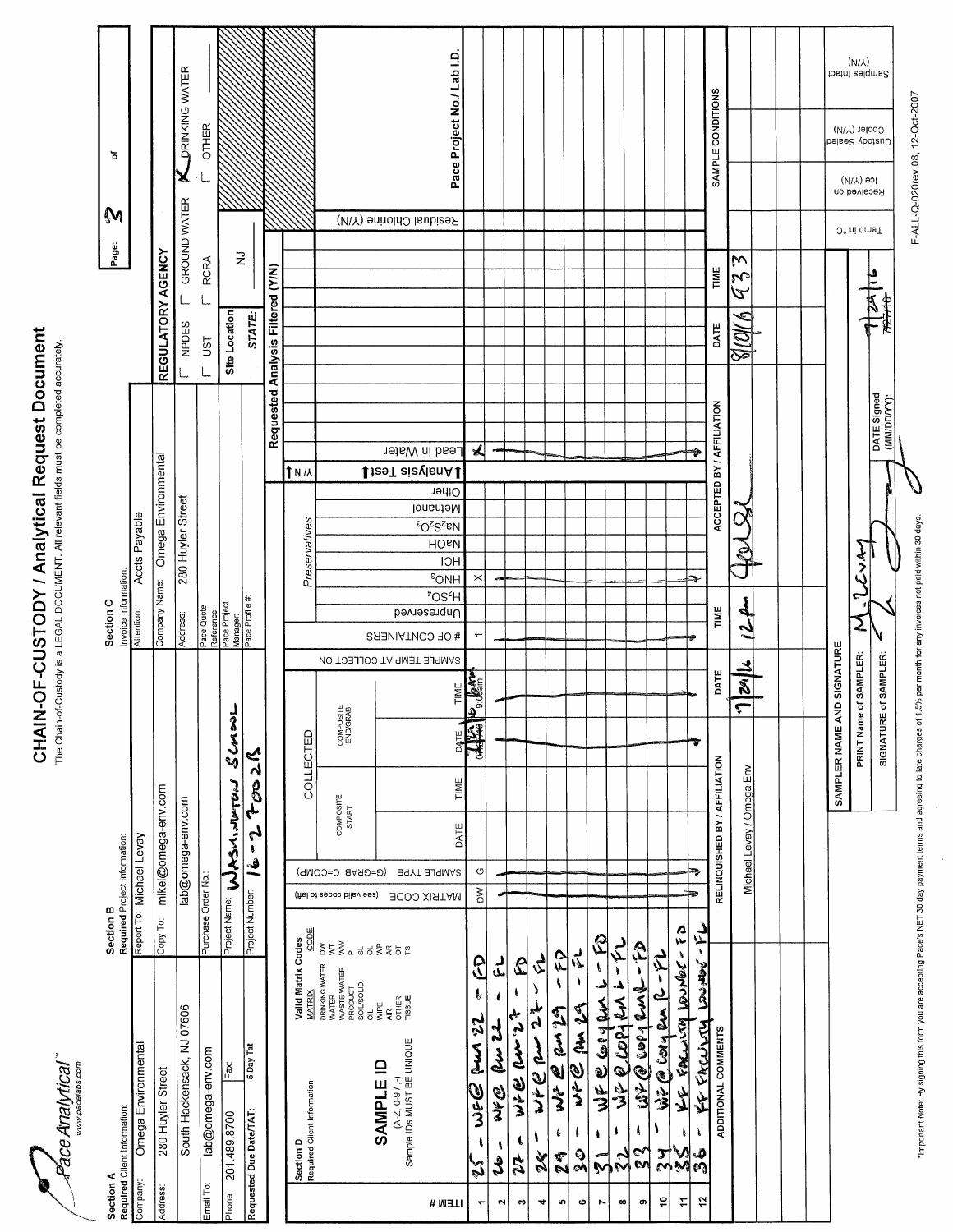# CHAIN-OF-CUSTODY / Analytical Request Document

The Chain-of-Custody is a LEGAL DOCUMENT. All relevant fields must be completed accurately.

Pace Analytical
www.pacelabs.com

Page: 3 of

**Section A**
Required Client Information:

| | |
|---|---|
| Company: | Omega Environmental |
| Address: | 280 Huyler Street |
| | South Hackensack, NJ 07606 |
| Email To: | lab@omega-env.com |
| Phone: | 201.489.8700 Fax: |
| Requested Due Date/TAT: | 5 Day Tat |

**Section B**
Required Project Information:

| | |
|---|---|
| Report To: | Michael Levay |
| Copy To: | mikel@omega-env.com |
| | lab@omega-env.com |
| Purchase Order No.: | |
| Project Name: | Washington School |
| Project Number: | 16-2700 2 B |

**Section C**
Invoice Information:

| | |
|---|---|
| Attention: | Accts Payable |
| Company Name: | Omega Environmental |
| Address: | 280 Huyler Street |
| Pace Quote Reference: | |
| Pace Project Manager: | |
| Pace Profile #: | |

**REGULATORY AGENCY**

- [ ] NPDES
- [ ] GROUND WATER
- [x] DRINKING WATER
- [ ] UST
- [ ] RCRA
- [ ] OTHER

Site Location STATE: NJ

**Section D**
Required Client Information

**Valid Matrix Codes**

| MATRIX | CODE |
|---|---|
| DRINKING WATER | DW |
| WATER | WT |
| WASTE WATER | WW |
| PRODUCT | P |
| SOIL/SOLID | SL |
| OIL | OL |
| WIPE | WP |
| AIR | AR |
| OTHER | OT |
| TISSUE | TS |

SAMPLE ID (A-Z, 0-9 / ,-) Sample IDs MUST BE UNIQUE

Requested Analysis Filtered (Y/N)

| ITEM # | SAMPLE ID | MATRIX CODE | SAMPLE TYPE (G=GRAB C=COMP) | COMPOSITE START DATE | COMPOSITE START TIME | COMPOSITE END/GRAB DATE | COMPOSITE END/GRAB TIME | SAMPLE TEMP AT COLLECTION | # OF CONTAINERS | Unpreserved | $H_2SO_4$ | $HNO_3$ | HCl | NaOH | $Na_2S_2O_3$ | Methanol | Other | Analysis Test | Lead in Water | Residual Chlorine (Y/N) | Pace Project No./ Lab I.D. |
|---|---|---|---|---|---|---|---|---|---|---|---|---|---|---|---|---|---|---|---|---|---|
| 1 | 25 - WF @ Rm 22 - FD | DW | G | | | 7/29/16 | 6:00am | | 1 | | | X | | | | | | | X | | |
| 2 | 26 - WF@ Rm 22 - FL | DW | G | | | 7/29/16 | 6:00am | | 1 | | | X | | | | | | | X | | |
| 3 | 27 - WF @ Rm 27 - FD | DW | G | | | 7/29/16 | 6:00am | | 1 | | | X | | | | | | | X | | |
| 4 | 28 - WF @ Rm 27 - FL | DW | G | | | 7/29/16 | 6:00am | | 1 | | | X | | | | | | | X | | |
| 5 | 29 - WF @ Rm 29 - FD | DW | G | | | 7/29/16 | 6:00am | | 1 | | | X | | | | | | | X | | |
| 6 | 30 - WF @ Rm 29 - FL | DW | G | | | 7/29/16 | 6:00am | | 1 | | | X | | | | | | | X | | |
| 7 | 31 - WF @ Copy Rm L - FD | DW | G | | | 7/29/16 | 6:00am | | 1 | | | X | | | | | | | X | | |
| 8 | 32 - WF @ Copy Rm L - FL | DW | G | | | 7/29/16 | 6:00am | | 1 | | | X | | | | | | | X | | |
| 9 | 33 - WF @ Copy Rm R - FD | DW | G | | | 7/29/16 | 6:00am | | 1 | | | X | | | | | | | X | | |
| 10 | 34 - WF @ Copy Rm R - FL | DW | G | | | 7/29/16 | 6:00am | | 1 | | | X | | | | | | | X | | |
| 11 | 35 - KF Faculty Lounge - FD | DW | G | | | 7/29/16 | 6:00am | | 1 | | | X | | | | | | | X | | |
| 12 | 36 - KF Faculty Lounge - FL | DW | G | | | 7/29/16 | 6:00am | | 1 | | | X | | | | | | | X | | |

| ADDITIONAL COMMENTS | RELINQUISHED BY / AFFILIATION | DATE | TIME | ACCEPTED BY / AFFILIATION | DATE | TIME | SAMPLE CONDITIONS |
|---|---|---|---|---|---|---|---|
| | Michael Levay / Omega Env | 7/29/16 | 12pm | [signature] | 8/01/16 | 933 | |

**SAMPLER NAME AND SIGNATURE**

PRINT Name of SAMPLER: M. Levay

SIGNATURE of SAMPLER: [signature]

DATE Signed (MM/DD/YY): 7/29/16

| Temp in °C | Received on Ice (Y/N) | Custody Sealed Cooler (Y/N) | Samples Intact (Y/N) |
|---|---|---|---|
| | | | |

*Important Note: By signing this form you are accepting Pace's NET 30 day payment terms and agreeing to late charges of 1.5% per month for any invoices not paid within 30 days.

F-ALL-Q-020rev.08, 12-Oct-2007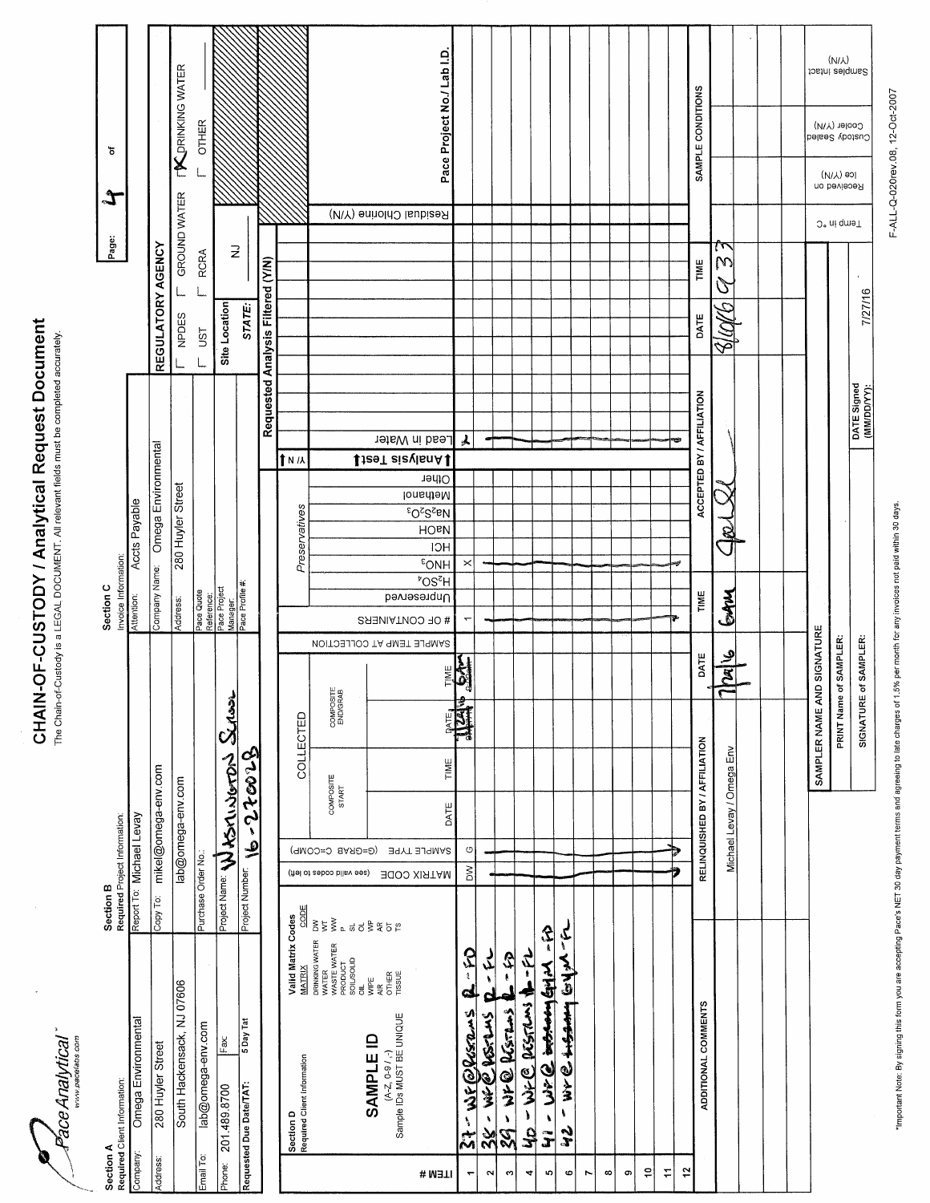# CHAIN-OF-CUSTODY / Analytical Request Document

The Chain-of-Custody is a LEGAL DOCUMENT. All relevant fields must be completed accurately.

Pace Analytical® www.pacelabs.com

Page: 4 of

**Section A** Required Client Information:

| | |
|---|---|
| Company: | Omega Environmental |
| Address: | 280 Huyler Street |
| | South Hackensack, NJ 07606 |
| Email To: | lab@omega-env.com |
| Phone: | 201.489.8700 Fax: |
| Requested Due Date/TAT: | 5 Day Tat |

**Section B** Required Project Information:

| | |
|---|---|
| Report To: | Michael Levay |
| Copy To: | mikel@omega-env.com |
| | lab@omega-env.com |
| Purchase Order No.: | |
| Project Name: | Washington School |
| Project Number: | 16-22002B |

**Section C** Invoice Information:

| | |
|---|---|
| Attention: | Accts Payable |
| Company Name: | Omega Environmental |
| Address: | 280 Huyler Street |
| Pace Quote Reference: | |
| Pace Project Manager: | |
| Pace Profile #: | |

**REGULATORY AGENCY**

☐ NPDES ☐ GROUND WATER ☒ DRINKING WATER
☐ UST ☐ RCRA ☐ OTHER

Site Location STATE: NJ

**Section D** Required Client Information

Valid Matrix Codes: DRINKING WATER DW; WATER WT; WASTE WATER WW; PRODUCT P; SOIL/SOLID SL; OIL OL; WIPE WP; AIR AR; OTHER OT; TISSUE TS

SAMPLE ID (A-Z, 0-9 / ,-) Sample IDs MUST BE UNIQUE

| ITEM # | SAMPLE ID | MATRIX CODE | SAMPLE TYPE (G=GRAB C=COMP) | Composite Start Date | Composite Start Time | Composite End/Grab Date | Composite End/Grab Time | Sample Temp at Collection | # of Containers | Unpreserved | $H_2SO_4$ | $HNO_3$ | HCl | NaOH | $Na_2S_2O_3$ | Methanol | Other | Analysis Test Y/N | Lead in Water | Residual Chlorine (Y/N) | Pace Project No./ Lab I.D. |
|---|---|---|---|---|---|---|---|---|---|---|---|---|---|---|---|---|---|---|---|---|---|
| 1 | 37 - WF @ Restrooms R - FD | DW | G | | | 7/24/16 | 6AM | | 1 | | | X | | | | | | | Y | | |
| 2 | 38 - WF @ Restrooms R - FL | DW | G | | | 7/24/16 | 6AM | | 1 | | | X | | | | | | | Y | | |
| 3 | 39 - WF @ Restrooms L - FD | DW | G | | | 7/24/16 | 6AM | | 1 | | | X | | | | | | | Y | | |
| 4 | 40 - WF @ Restrooms L - FL | DW | G | | | 7/24/16 | 6AM | | 1 | | | X | | | | | | | Y | | |
| 5 | 41 - WF @ Gym - FD | DW | G | | | 7/24/16 | 6AM | | 1 | | | X | | | | | | | Y | | |
| 6 | 42 - WF @ Gym - FL | DW | G | | | 7/24/16 | 6AM | | 1 | | | X | | | | | | | Y | | |
| 7 | | | | | | | | | | | | | | | | | | | | | |
| 8 | | | | | | | | | | | | | | | | | | | | | |
| 9 | | | | | | | | | | | | | | | | | | | | | |
| 10 | | | | | | | | | | | | | | | | | | | | | |
| 11 | | | | | | | | | | | | | | | | | | | | | |
| 12 | | | | | | | | | | | | | | | | | | | | | |

| ADDITIONAL COMMENTS | RELINQUISHED BY / AFFILIATION | DATE | TIME | ACCEPTED BY / AFFILIATION | DATE | TIME | SAMPLE CONDITIONS |
|---|---|---|---|---|---|---|---|
| | Michael Levay / Omega Env | 7/24/16 | 6AM | [signature] | 8/1/16 | 9:33 | |

**SAMPLER NAME AND SIGNATURE**

PRINT Name of SAMPLER:

SIGNATURE of SAMPLER: DATE Signed (MM/DD/YY): 7/27/16

Temp in °C | Received on Ice (Y/N) | Custody Sealed Cooler (Y/N) | Samples Intact (Y/N)

*Important Note: By signing this form you are accepting Pace's NET 30 day payment terms and agreeing to late charges of 1.5% per month for any invoices not paid within 30 days.

F-ALL-Q-020rev.08, 12-Oct-2007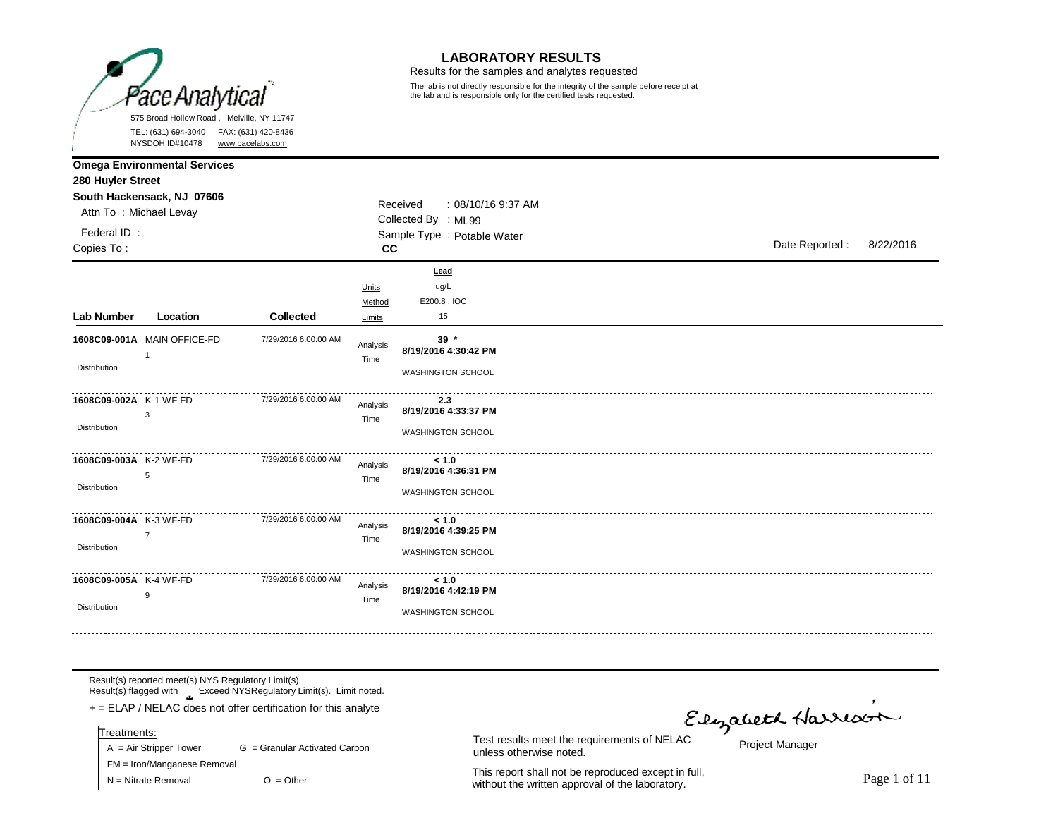Pace Analytical

575 Broad Hollow Road , Melville, NY 11747
TEL: (631) 694-3040 FAX: (631) 420-8436
NYSDOH ID#10478 www.pacelabs.com

# LABORATORY RESULTS

Results for the samples and analytes requested

The lab is not directly responsible for the integrity of the sample before receipt at the lab and is responsible only for the certified tests requested.

**Omega Environmental Services**
**280 Huyler Street**
**South Hackensack, NJ 07606**
Attn To : Michael Levay
Federal ID :
Copies To :

Received : 08/10/16 9:37 AM
Collected By : ML99
Sample Type : Potable Water
**CC**

Date Reported : 8/22/2016

| Lab Number | Location | Collected | | Lead |
|---|---|---|---|---|
| | | | Units | ug/L |
| | | | Method | E200.8 : IOC |
| | | | Limits | 15 |
| **1608C09-001A** | MAIN OFFICE-FD 1 | 7/29/2016 6:00:00 AM | Analysis Time | **39 *** **8/19/2016 4:30:42 PM** |
| Distribution | | | | WASHINGTON SCHOOL |
| **1608C09-002A** | K-1 WF-FD 3 | 7/29/2016 6:00:00 AM | Analysis Time | **2.3** **8/19/2016 4:33:37 PM** |
| Distribution | | | | WASHINGTON SCHOOL |
| **1608C09-003A** | K-2 WF-FD 5 | 7/29/2016 6:00:00 AM | Analysis Time | **< 1.0** **8/19/2016 4:36:31 PM** |
| Distribution | | | | WASHINGTON SCHOOL |
| **1608C09-004A** | K-3 WF-FD 7 | 7/29/2016 6:00:00 AM | Analysis Time | **< 1.0** **8/19/2016 4:39:25 PM** |
| Distribution | | | | WASHINGTON SCHOOL |
| **1608C09-005A** | K-4 WF-FD 9 | 7/29/2016 6:00:00 AM | Analysis Time | **< 1.0** **8/19/2016 4:42:19 PM** |
| Distribution | | | | WASHINGTON SCHOOL |

Result(s) reported meet(s) NYS Regulatory Limit(s).
Result(s) flagged with * Exceed NYSRegulatory Limit(s). Limit noted.
+ = ELAP / NELAC does not offer certification for this analyte

| Treatments: | |
|---|---|
| A = Air Stripper Tower | G = Granular Activated Carbon |
| FM = Iron/Manganese Removal | |
| N = Nitrate Removal | O = Other |

Test results meet the requirements of NELAC unless otherwise noted.

This report shall not be reproduced except in full, without the written approval of the laboratory.

Elizabeth Harrison
Project Manager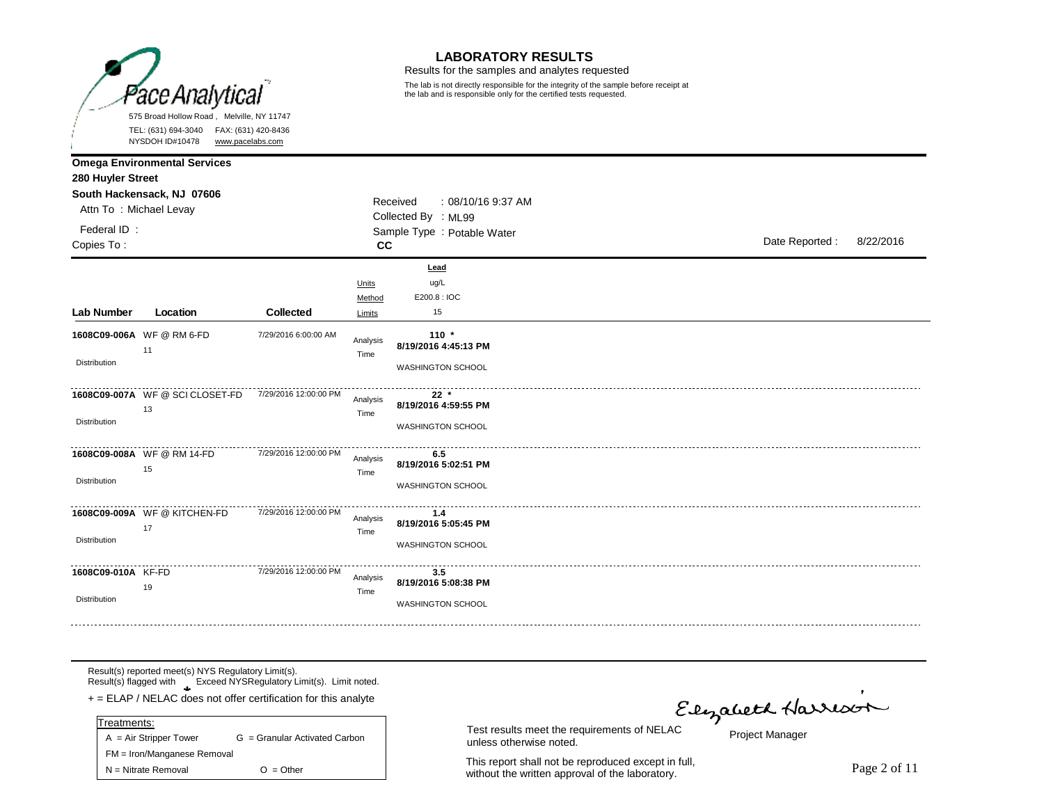Pace Analytical

575 Broad Hollow Road , Melville, NY 11747
TEL: (631) 694-3040 FAX: (631) 420-8436
NYSDOH ID#10478 www.pacelabs.com

# LABORATORY RESULTS

Results for the samples and analytes requested

The lab is not directly responsible for the integrity of the sample before receipt at the lab and is responsible only for the certified tests requested.

**Omega Environmental Services**
**280 Huyler Street**
**South Hackensack, NJ 07606**
Attn To : Michael Levay
Federal ID :
Copies To :

Received : 08/10/16 9:37 AM
Collected By : ML99
Sample Type : Potable Water
**CC**

Date Reported : 8/22/2016

| Lab Number | Location | Collected | | Lead |
|---|---|---|---|---|
| | | | Units | ug/L |
| | | | Method | E200.8 : IOC |
| | | | Limits | 15 |
| **1608C09-006A** Distribution | WF @ RM 6-FD 11 | 7/29/2016 6:00:00 AM | Analysis Time | **110 *** **8/19/2016 4:45:13 PM** WASHINGTON SCHOOL |
| **1608C09-007A** Distribution | WF @ SCI CLOSET-FD 13 | 7/29/2016 12:00:00 PM | Analysis Time | **22 *** **8/19/2016 4:59:55 PM** WASHINGTON SCHOOL |
| **1608C09-008A** Distribution | WF @ RM 14-FD 15 | 7/29/2016 12:00:00 PM | Analysis Time | **6.5** **8/19/2016 5:02:51 PM** WASHINGTON SCHOOL |
| **1608C09-009A** Distribution | WF @ KITCHEN-FD 17 | 7/29/2016 12:00:00 PM | Analysis Time | **1.4** **8/19/2016 5:05:45 PM** WASHINGTON SCHOOL |
| **1608C09-010A** Distribution | KF-FD 19 | 7/29/2016 12:00:00 PM | Analysis Time | **3.5** **8/19/2016 5:08:38 PM** WASHINGTON SCHOOL |

Result(s) reported meet(s) NYS Regulatory Limit(s).
Result(s) flagged with * Exceed NYSRegulatory Limit(s). Limit noted.
+ = ELAP / NELAC does not offer certification for this analyte

| Treatments: | |
|---|---|
| A = Air Stripper Tower | G = Granular Activated Carbon |
| FM = Iron/Manganese Removal | |
| N = Nitrate Removal | O = Other |

Test results meet the requirements of NELAC unless otherwise noted.

This report shall not be reproduced except in full, without the written approval of the laboratory.

Elizabeth Harrison
Project Manager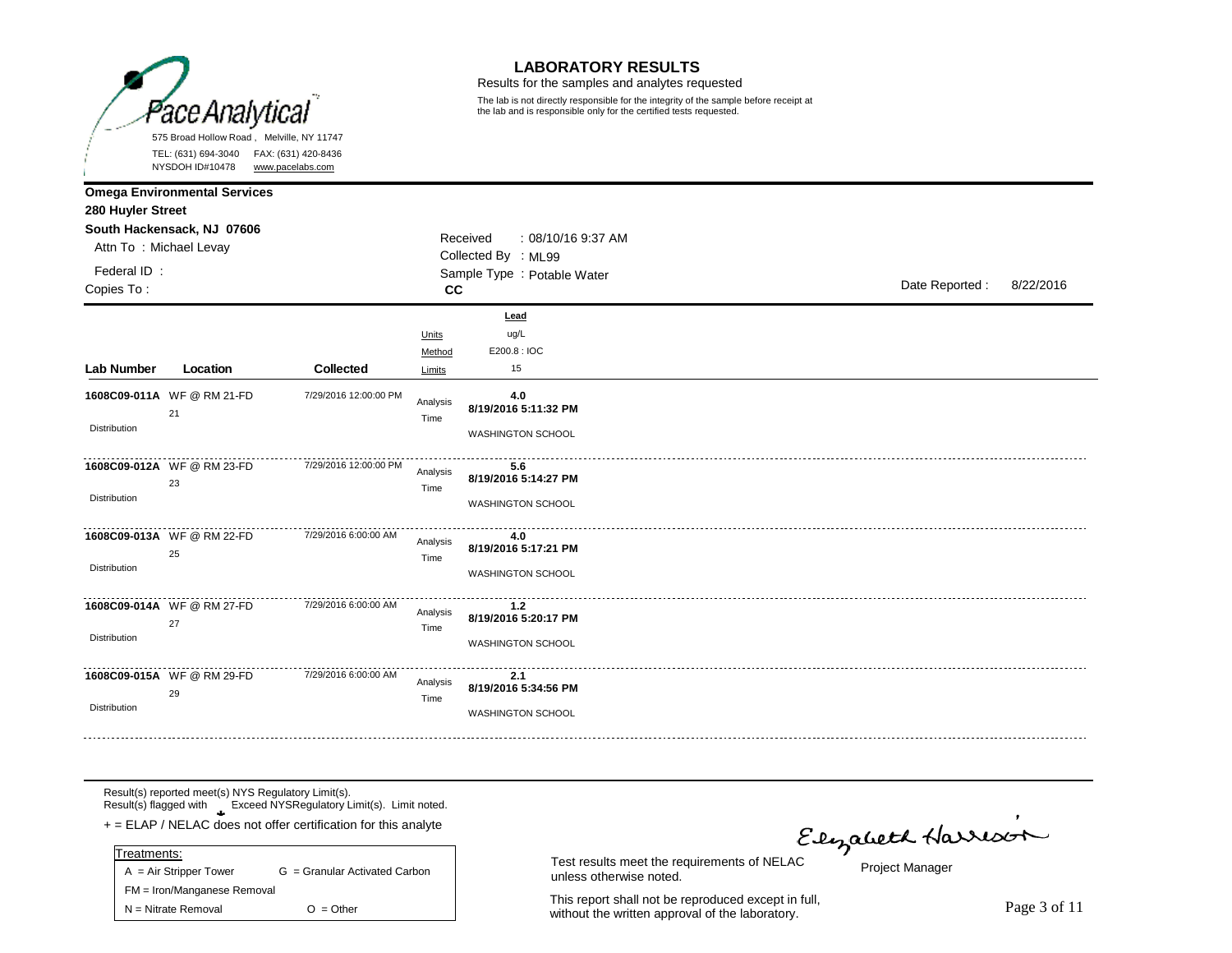Pace Analytical

575 Broad Hollow Road , Melville, NY 11747
TEL: (631) 694-3040 FAX: (631) 420-8436
NYSDOH ID#10478 www.pacelabs.com

# LABORATORY RESULTS

Results for the samples and analytes requested

The lab is not directly responsible for the integrity of the sample before receipt at the lab and is responsible only for the certified tests requested.

**Omega Environmental Services**
**280 Huyler Street**
**South Hackensack, NJ 07606**
Attn To : Michael Levay
Federal ID :
Copies To :

Received : 08/10/16 9:37 AM
Collected By : ML99
Sample Type : Potable Water
**CC**

Date Reported : 8/22/2016

| Lab Number | Location | Collected | | Lead |
|---|---|---|---|---|
| | | | Units | ug/L |
| | | | Method | E200.8 : IOC |
| | | | Limits | 15 |
| **1608C09-011A** Distribution | WF @ RM 21-FD 21 | 7/29/2016 12:00:00 PM | Analysis Time | **4.0** **8/19/2016 5:11:32 PM** WASHINGTON SCHOOL |
| **1608C09-012A** Distribution | WF @ RM 23-FD 23 | 7/29/2016 12:00:00 PM | Analysis Time | **5.6** **8/19/2016 5:14:27 PM** WASHINGTON SCHOOL |
| **1608C09-013A** Distribution | WF @ RM 22-FD 25 | 7/29/2016 6:00:00 AM | Analysis Time | **4.0** **8/19/2016 5:17:21 PM** WASHINGTON SCHOOL |
| **1608C09-014A** Distribution | WF @ RM 27-FD 27 | 7/29/2016 6:00:00 AM | Analysis Time | **1.2** **8/19/2016 5:20:17 PM** WASHINGTON SCHOOL |
| **1608C09-015A** Distribution | WF @ RM 29-FD 29 | 7/29/2016 6:00:00 AM | Analysis Time | **2.1** **8/19/2016 5:34:56 PM** WASHINGTON SCHOOL |

Result(s) reported meet(s) NYS Regulatory Limit(s).
Result(s) flagged with Exceed NYSRegulatory Limit(s). Limit noted.
+ = ELAP / NELAC does not offer certification for this analyte

| Treatments: | |
|---|---|
| A = Air Stripper Tower | G = Granular Activated Carbon |
| FM = Iron/Manganese Removal | |
| N = Nitrate Removal | O = Other |

Test results meet the requirements of NELAC unless otherwise noted.

This report shall not be reproduced except in full, without the written approval of the laboratory.

Elizabeth Harrison
Project Manager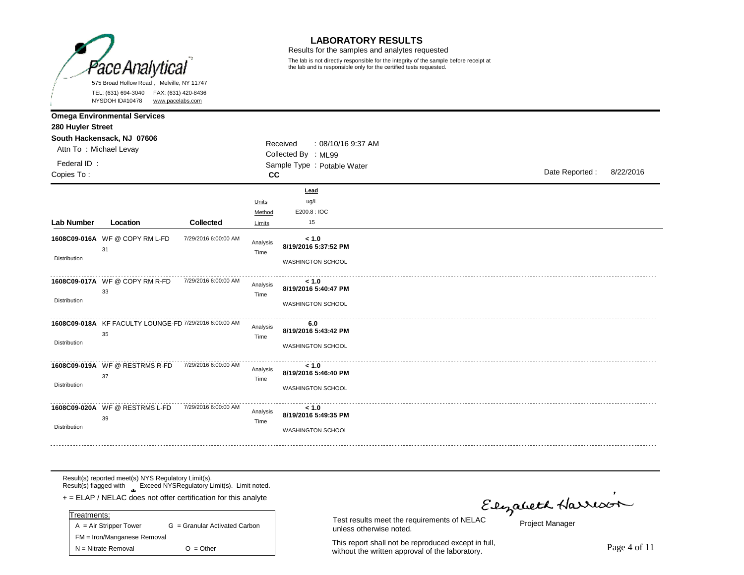Pace Analytical

575 Broad Hollow Road , Melville, NY 11747
TEL: (631) 694-3040 FAX: (631) 420-8436
NYSDOH ID#10478 www.pacelabs.com

# LABORATORY RESULTS

Results for the samples and analytes requested

The lab is not directly responsible for the integrity of the sample before receipt at the lab and is responsible only for the certified tests requested.

**Omega Environmental Services**
**280 Huyler Street**
**South Hackensack, NJ 07606**
Attn To : Michael Levay
Federal ID :
Copies To :

Received : 08/10/16 9:37 AM
Collected By : ML99
Sample Type : Potable Water
**CC**

Date Reported : 8/22/2016

| Lab Number | Location | Collected | | Lead |
|---|---|---|---|---|
| | | | Units | ug/L |
| | | | Method | E200.8 : IOC |
| | | | Limits | 15 |
| **1608C09-016A** Distribution | WF @ COPY RM L-FD 31 | 7/29/2016 6:00:00 AM | Analysis Time | **< 1.0** **8/19/2016 5:37:52 PM** WASHINGTON SCHOOL |
| **1608C09-017A** Distribution | WF @ COPY RM R-FD 33 | 7/29/2016 6:00:00 AM | Analysis Time | **< 1.0** **8/19/2016 5:40:47 PM** WASHINGTON SCHOOL |
| **1608C09-018A** Distribution | KF FACULTY LOUNGE-FD 35 | 7/29/2016 6:00:00 AM | Analysis Time | **6.0** **8/19/2016 5:43:42 PM** WASHINGTON SCHOOL |
| **1608C09-019A** Distribution | WF @ RESTRMS R-FD 37 | 7/29/2016 6:00:00 AM | Analysis Time | **< 1.0** **8/19/2016 5:46:40 PM** WASHINGTON SCHOOL |
| **1608C09-020A** Distribution | WF @ RESTRMS L-FD 39 | 7/29/2016 6:00:00 AM | Analysis Time | **< 1.0** **8/19/2016 5:49:35 PM** WASHINGTON SCHOOL |

Result(s) reported meet(s) NYS Regulatory Limit(s).
Result(s) flagged with Exceed NYSRegulatory Limit(s). Limit noted.
+ = ELAP / NELAC does not offer certification for this analyte

| Treatments: | |
|---|---|
| A = Air Stripper Tower | G = Granular Activated Carbon |
| FM = Iron/Manganese Removal | |
| N = Nitrate Removal | O = Other |

Test results meet the requirements of NELAC unless otherwise noted.

This report shall not be reproduced except in full, without the written approval of the laboratory.

Elizabeth Harrison
Project Manager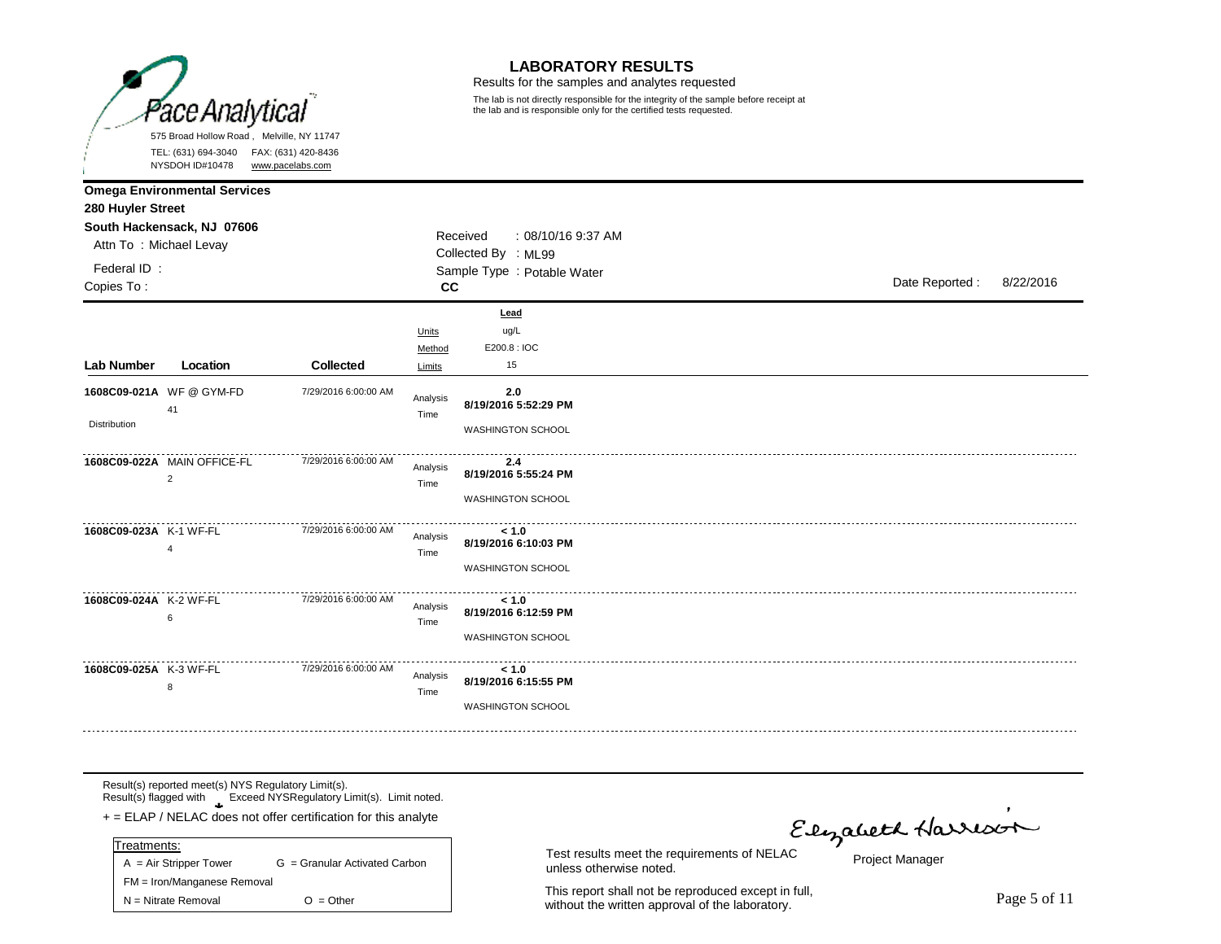Pace Analytical

575 Broad Hollow Road, Melville, NY 11747
TEL: (631) 694-3040 FAX: (631) 420-8436
NYSDOH ID#10478 www.pacelabs.com

# LABORATORY RESULTS

Results for the samples and analytes requested

The lab is not directly responsible for the integrity of the sample before receipt at the lab and is responsible only for the certified tests requested.

**Omega Environmental Services**
**280 Huyler Street**
**South Hackensack, NJ 07606**
Attn To : Michael Levay

Federal ID :
Copies To :

Received : 08/10/16 9:37 AM
Collected By : ML99
Sample Type : Potable Water
**CC**

Date Reported : 8/22/2016

| Lab Number | Location | Collected | | Lead |
|---|---|---|---|---|
| | | | Units | ug/L |
| | | | Method | E200.8 : IOC |
| | | | Limits | 15 |
| **1608C09-021A** | WF @ GYM-FD 41 Distribution | 7/29/2016 6:00:00 AM | Analysis Time | **2.0** **8/19/2016 5:52:29 PM** WASHINGTON SCHOOL |
| **1608C09-022A** | MAIN OFFICE-FL 2 | 7/29/2016 6:00:00 AM | Analysis Time | **2.4** **8/19/2016 5:55:24 PM** WASHINGTON SCHOOL |
| **1608C09-023A** | K-1 WF-FL 4 | 7/29/2016 6:00:00 AM | Analysis Time | **< 1.0** **8/19/2016 6:10:03 PM** WASHINGTON SCHOOL |
| **1608C09-024A** | K-2 WF-FL 6 | 7/29/2016 6:00:00 AM | Analysis Time | **< 1.0** **8/19/2016 6:12:59 PM** WASHINGTON SCHOOL |
| **1608C09-025A** | K-3 WF-FL 8 | 7/29/2016 6:00:00 AM | Analysis Time | **< 1.0** **8/19/2016 6:15:55 PM** WASHINGTON SCHOOL |

Result(s) reported meet(s) NYS Regulatory Limit(s).
Result(s) flagged with Exceed NYSRegulatory Limit(s). Limit noted.
+ = ELAP / NELAC does not offer certification for this analyte

| Treatments: | |
|---|---|
| A = Air Stripper Tower | G = Granular Activated Carbon |
| FM = Iron/Manganese Removal | |
| N = Nitrate Removal | O = Other |

Test results meet the requirements of NELAC unless otherwise noted.

This report shall not be reproduced except in full, without the written approval of the laboratory.

Elizabeth Harrison
Project Manager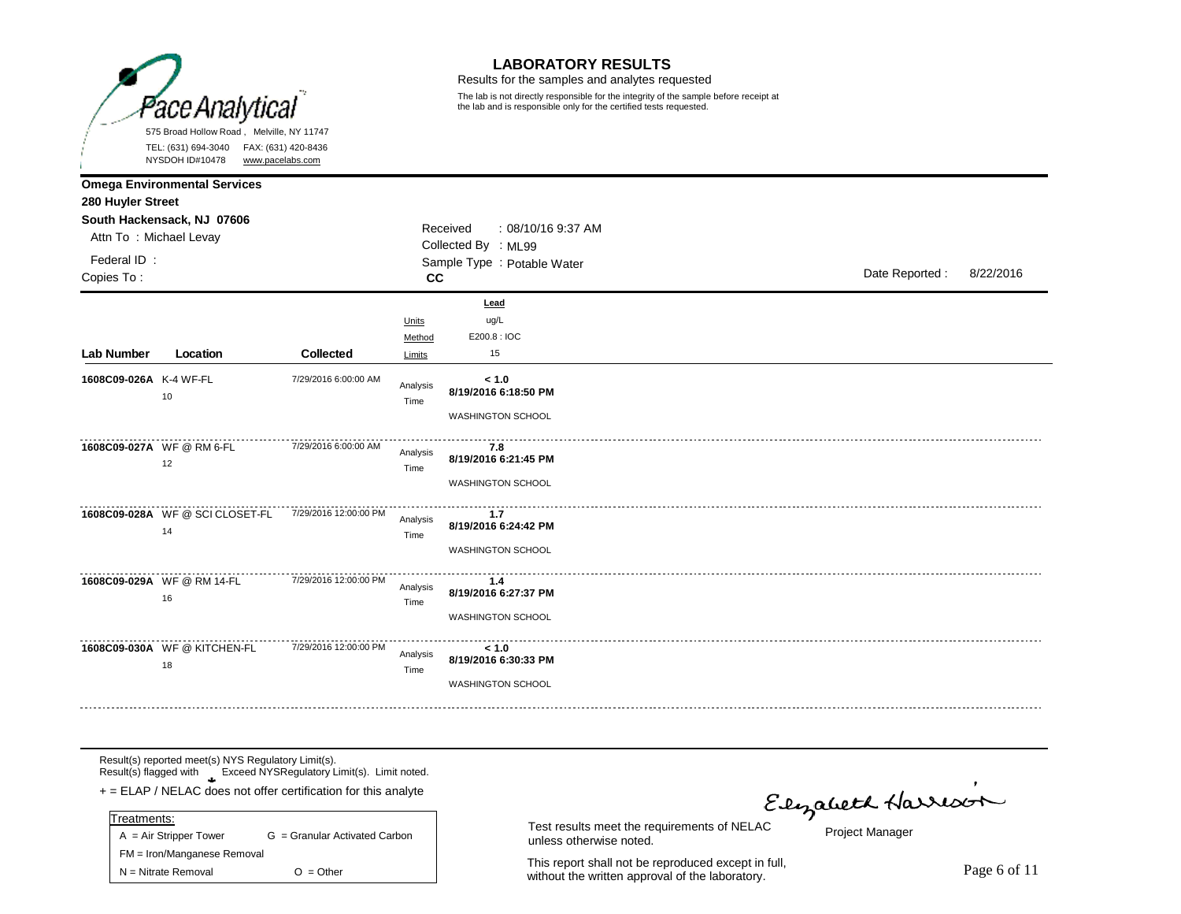Pace Analytical

575 Broad Hollow Road, Melville, NY 11747
TEL: (631) 694-3040 FAX: (631) 420-8436
NYSDOH ID#10478 www.pacelabs.com

# LABORATORY RESULTS

Results for the samples and analytes requested

The lab is not directly responsible for the integrity of the sample before receipt at the lab and is responsible only for the certified tests requested.

**Omega Environmental Services**
**280 Huyler Street**
**South Hackensack, NJ 07606**
Attn To : Michael Levay
Federal ID :
Copies To :

Received : 08/10/16 9:37 AM
Collected By : ML99
Sample Type : Potable Water
**CC**

Date Reported : 8/22/2016

| Lab Number | Location | Collected | | Lead |
|---|---|---|---|---|
| | | | Units | ug/L |
| | | | Method | E200.8 : IOC |
| | | | Limits | 15 |
| **1608C09-026A** | K-4 WF-FL 10 | 7/29/2016 6:00:00 AM | Analysis Time | **< 1.0** **8/19/2016 6:18:50 PM** WASHINGTON SCHOOL |
| **1608C09-027A** | WF @ RM 6-FL 12 | 7/29/2016 6:00:00 AM | Analysis Time | **7.8** **8/19/2016 6:21:45 PM** WASHINGTON SCHOOL |
| **1608C09-028A** | WF @ SCI CLOSET-FL 14 | 7/29/2016 12:00:00 PM | Analysis Time | **1.7** **8/19/2016 6:24:42 PM** WASHINGTON SCHOOL |
| **1608C09-029A** | WF @ RM 14-FL 16 | 7/29/2016 12:00:00 PM | Analysis Time | **1.4** **8/19/2016 6:27:37 PM** WASHINGTON SCHOOL |
| **1608C09-030A** | WF @ KITCHEN-FL 18 | 7/29/2016 12:00:00 PM | Analysis Time | **< 1.0** **8/19/2016 6:30:33 PM** WASHINGTON SCHOOL |

Result(s) reported meet(s) NYS Regulatory Limit(s).
Result(s) flagged with Exceed NYSRegulatory Limit(s). Limit noted.
+ = ELAP / NELAC does not offer certification for this analyte

| Treatments: | |
|---|---|
| A = Air Stripper Tower | G = Granular Activated Carbon |
| FM = Iron/Manganese Removal | |
| N = Nitrate Removal | O = Other |

Test results meet the requirements of NELAC unless otherwise noted.

This report shall not be reproduced except in full, without the written approval of the laboratory.

Elizabeth Harrison
Project Manager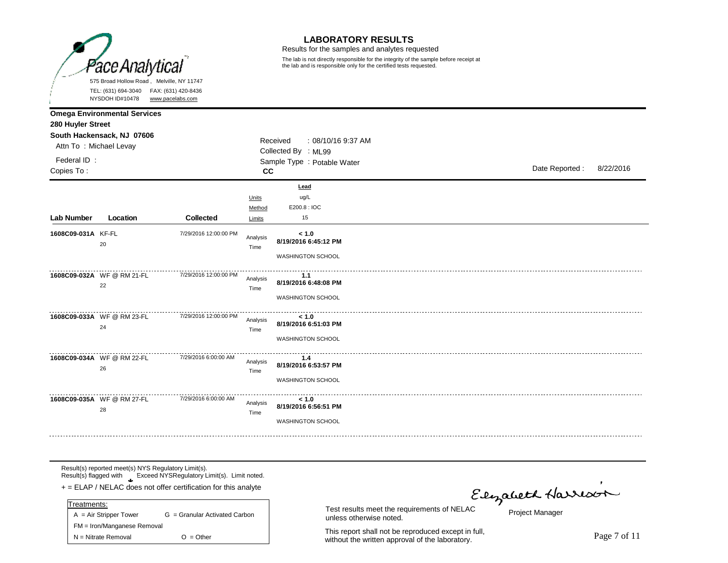Pace Analytical

575 Broad Hollow Road , Melville, NY 11747
TEL: (631) 694-3040 FAX: (631) 420-8436
NYSDOH ID#10478 www.pacelabs.com

# LABORATORY RESULTS

Results for the samples and analytes requested

The lab is not directly responsible for the integrity of the sample before receipt at the lab and is responsible only for the certified tests requested.

**Omega Environmental Services**
**280 Huyler Street**
**South Hackensack, NJ 07606**
Attn To : Michael Levay
Federal ID :
Copies To :

Received : 08/10/16 9:37 AM
Collected By : ML99
Sample Type : Potable Water
**CC**

Date Reported : 8/22/2016

| Lab Number | Location | Collected | | Lead |
|---|---|---|---|---|
| | | | Units | ug/L |
| | | | Method | E200.8 : IOC |
| | | | Limits | 15 |
| 1608C09-031A | KF-FL 20 | 7/29/2016 12:00:00 PM | Analysis Time | **< 1.0** **8/19/2016 6:45:12 PM** WASHINGTON SCHOOL |
| 1608C09-032A | WF @ RM 21-FL 22 | 7/29/2016 12:00:00 PM | Analysis Time | **1.1** **8/19/2016 6:48:08 PM** WASHINGTON SCHOOL |
| 1608C09-033A | WF @ RM 23-FL 24 | 7/29/2016 12:00:00 PM | Analysis Time | **< 1.0** **8/19/2016 6:51:03 PM** WASHINGTON SCHOOL |
| 1608C09-034A | WF @ RM 22-FL 26 | 7/29/2016 6:00:00 AM | Analysis Time | **1.4** **8/19/2016 6:53:57 PM** WASHINGTON SCHOOL |
| 1608C09-035A | WF @ RM 27-FL 28 | 7/29/2016 6:00:00 AM | Analysis Time | **< 1.0** **8/19/2016 6:56:51 PM** WASHINGTON SCHOOL |

Result(s) reported meet(s) NYS Regulatory Limit(s).
Result(s) flagged with Exceed NYSRegulatory Limit(s). Limit noted.
+ = ELAP / NELAC does not offer certification for this analyte

| Treatments: | |
|---|---|
| A = Air Stripper Tower | G = Granular Activated Carbon |
| FM = Iron/Manganese Removal | |
| N = Nitrate Removal | O = Other |

Test results meet the requirements of NELAC unless otherwise noted.

This report shall not be reproduced except in full, without the written approval of the laboratory.

Elizabeth Harrison
Project Manager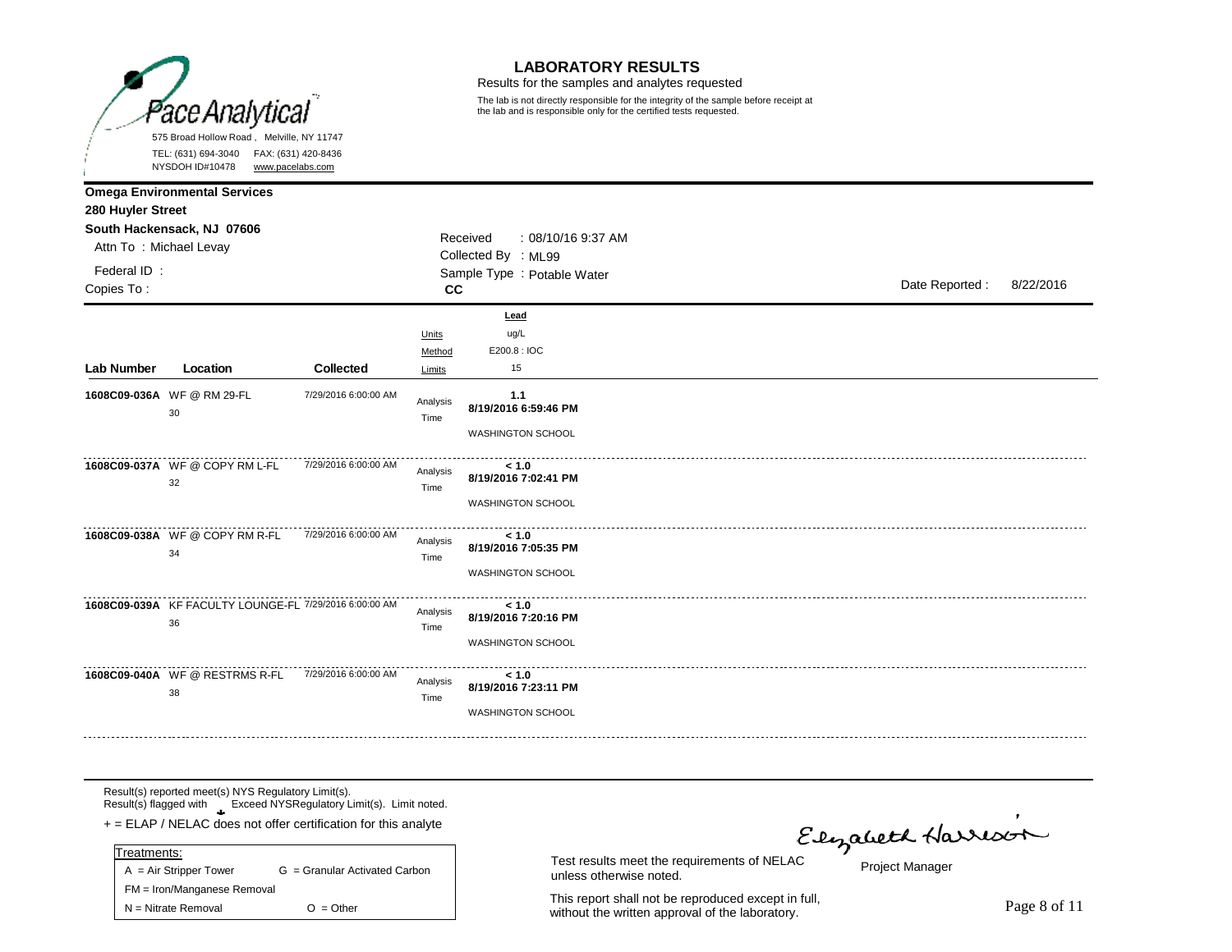Pace Analytical

575 Broad Hollow Road, Melville, NY 11747
TEL: (631) 694-3040 FAX: (631) 420-8436
NYSDOH ID#10478 www.pacelabs.com

# LABORATORY RESULTS

Results for the samples and analytes requested

The lab is not directly responsible for the integrity of the sample before receipt at the lab and is responsible only for the certified tests requested.

**Omega Environmental Services**
**280 Huyler Street**
**South Hackensack, NJ 07606**
Attn To : Michael Levay
Federal ID :
Copies To :

Received : 08/10/16 9:37 AM
Collected By : ML99
Sample Type : Potable Water
**CC**

Date Reported : 8/22/2016

| Lab Number | Location | Collected | | Lead |
|---|---|---|---|---|
| | | | Units | ug/L |
| | | | Method | E200.8 : IOC |
| | | | Limits | 15 |
| **1608C09-036A** | WF @ RM 29-FL 30 | 7/29/2016 6:00:00 AM | Analysis Time | **1.1** **8/19/2016 6:59:46 PM** WASHINGTON SCHOOL |
| **1608C09-037A** | WF @ COPY RM L-FL 32 | 7/29/2016 6:00:00 AM | Analysis Time | **< 1.0** **8/19/2016 7:02:41 PM** WASHINGTON SCHOOL |
| **1608C09-038A** | WF @ COPY RM R-FL 34 | 7/29/2016 6:00:00 AM | Analysis Time | **< 1.0** **8/19/2016 7:05:35 PM** WASHINGTON SCHOOL |
| **1608C09-039A** | KF FACULTY LOUNGE-FL 36 | 7/29/2016 6:00:00 AM | Analysis Time | **< 1.0** **8/19/2016 7:20:16 PM** WASHINGTON SCHOOL |
| **1608C09-040A** | WF @ RESTRMS R-FL 38 | 7/29/2016 6:00:00 AM | Analysis Time | **< 1.0** **8/19/2016 7:23:11 PM** WASHINGTON SCHOOL |

Result(s) reported meet(s) NYS Regulatory Limit(s).
Result(s) flagged with Exceed NYSRegulatory Limit(s). Limit noted.

+ = ELAP / NELAC does not offer certification for this analyte

| Treatments: | |
|---|---|
| A = Air Stripper Tower | G = Granular Activated Carbon |
| FM = Iron/Manganese Removal | |
| N = Nitrate Removal | O = Other |

Test results meet the requirements of NELAC unless otherwise noted.

This report shall not be reproduced except in full, without the written approval of the laboratory.

Elizabeth Harrison
Project Manager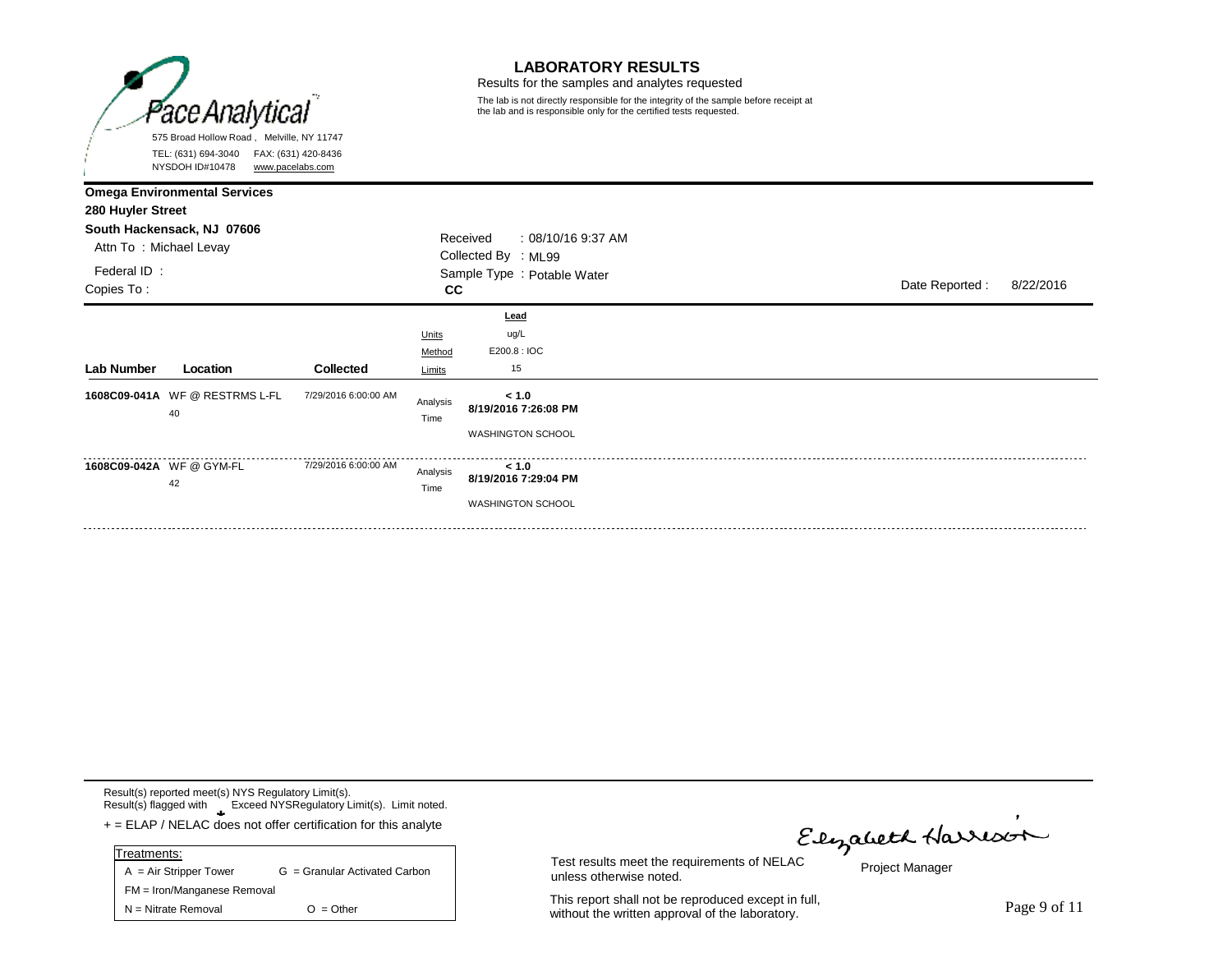Pace Analytical

575 Broad Hollow Road , Melville, NY 11747
TEL: (631) 694-3040 FAX: (631) 420-8436
NYSDOH ID#10478 www.pacelabs.com

# LABORATORY RESULTS

Results for the samples and analytes requested

The lab is not directly responsible for the integrity of the sample before receipt at the lab and is responsible only for the certified tests requested.

**Omega Environmental Services**
**280 Huyler Street**
**South Hackensack, NJ 07606**
Attn To : Michael Levay

Federal ID :
Copies To :

Received : 08/10/16 9:37 AM
Collected By : ML99
Sample Type : Potable Water
**CC**

Date Reported : 8/22/2016

| Lab Number | Location | Collected | | Lead |
|---|---|---|---|---|
| | | | Units | ug/L |
| | | | Method | E200.8 : IOC |
| | | | Limits | 15 |
| **1608C09-041A** | WF @ RESTRMS L-FL 40 | 7/29/2016 6:00:00 AM | Analysis Time | **< 1.0** **8/19/2016 7:26:08 PM** WASHINGTON SCHOOL |
| **1608C09-042A** | WF @ GYM-FL 42 | 7/29/2016 6:00:00 AM | Analysis Time | **< 1.0** **8/19/2016 7:29:04 PM** WASHINGTON SCHOOL |

Result(s) reported meet(s) NYS Regulatory Limit(s).
Result(s) flagged with Exceed NYSRegulatory Limit(s). Limit noted.
+ = ELAP / NELAC does not offer certification for this analyte

| Treatments: | |
|---|---|
| A = Air Stripper Tower | G = Granular Activated Carbon |
| FM = Iron/Manganese Removal | |
| N = Nitrate Removal | O = Other |

Test results meet the requirements of NELAC unless otherwise noted.

This report shall not be reproduced except in full, without the written approval of the laboratory.

Elizabeth Harrison
Project Manager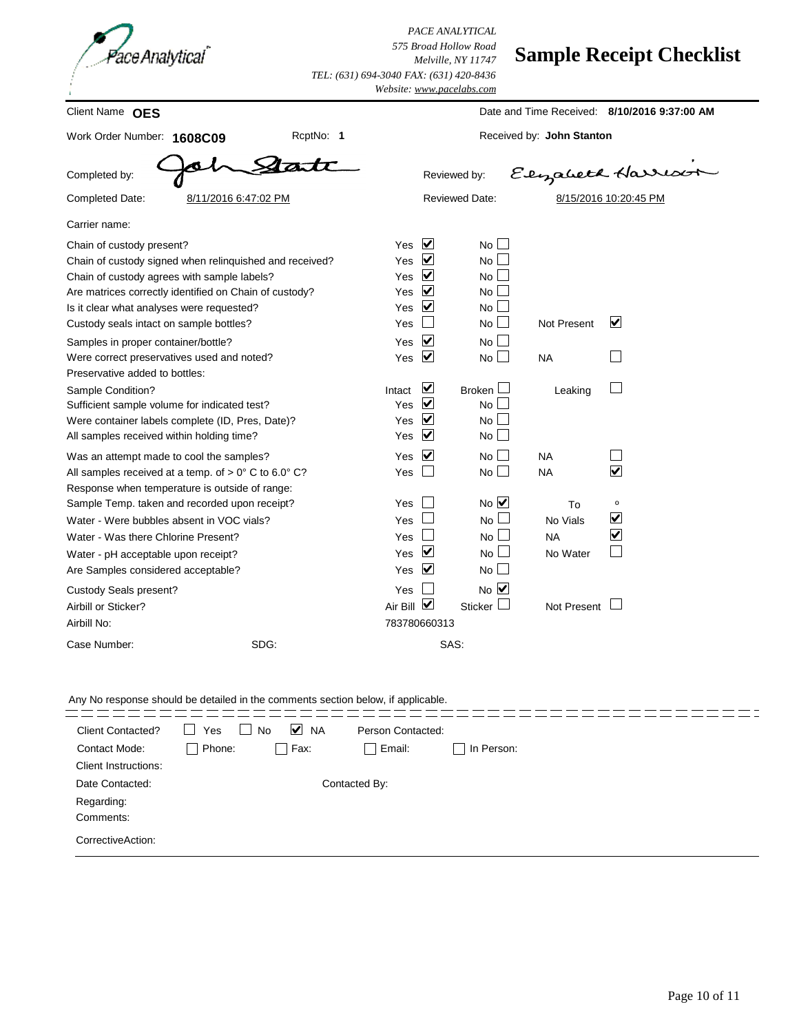PACE ANALYTICAL
575 Broad Hollow Road
Melville, NY 11747
TEL: (631) 694-3040 FAX: (631) 420-8436
Website: www.pacelabs.com

# Sample Receipt Checklist

Client Name **OES**

Date and Time Received: **8/10/2016 9:37:00 AM**

Work Order Number: **1608C09** RcptNo: **1**

Received by: **John Stanton**

Completed by: John Stanton

Reviewed by: Elizabeth Harrison

Completed Date: 8/11/2016 6:47:02 PM

Reviewed Date: 8/15/2016 10:20:45 PM

Carrier name:

| Question | | | |
|---|---|---|---|
| Chain of custody present? | Yes ☑ | No ☐ | |
| Chain of custody signed when relinquished and received? | Yes ☑ | No ☐ | |
| Chain of custody agrees with sample labels? | Yes ☑ | No ☐ | |
| Are matrices correctly identified on Chain of custody? | Yes ☑ | No ☐ | |
| Is it clear what analyses were requested? | Yes ☑ | No ☐ | |
| Custody seals intact on sample bottles? | Yes ☐ | No ☐ | Not Present ☑ |
| Samples in proper container/bottle? | Yes ☑ | No ☐ | |
| Were correct preservatives used and noted? | Yes ☑ | No ☐ | NA ☐ |
| Preservative added to bottles: | | | |
| Sample Condition? | Intact ☑ | Broken ☐ | Leaking ☐ |
| Sufficient sample volume for indicated test? | Yes ☑ | No ☐ | |
| Were container labels complete (ID, Pres, Date)? | Yes ☑ | No ☐ | |
| All samples received within holding time? | Yes ☑ | No ☐ | |
| Was an attempt made to cool the samples? | Yes ☑ | No ☐ | NA ☐ |
| All samples received at a temp. of > 0° C to 6.0° C? | Yes ☐ | No ☐ | NA ☑ |
| Response when temperature is outside of range: | | | |
| Sample Temp. taken and recorded upon receipt? | Yes ☐ | No ☑ | To ° |
| Water - Were bubbles absent in VOC vials? | Yes ☐ | No ☐ | No Vials ☑ |
| Water - Was there Chlorine Present? | Yes ☐ | No ☐ | NA ☑ |
| Water - pH acceptable upon receipt? | Yes ☑ | No ☐ | No Water ☐ |
| Are Samples considered acceptable? | Yes ☑ | No ☐ | |
| Custody Seals present? | Yes ☐ | No ☑ | |
| Airbill or Sticker? | Air Bill ☑ | Sticker ☐ | Not Present ☐ |
| Airbill No: | 783780660313 | | |

Case Number: SDG: SAS:

Any No response should be detailed in the comments section below, if applicable.

Client Contacted? ☐ Yes ☐ No ☑ NA Person Contacted:

Contact Mode: ☐ Phone: ☐ Fax: ☐ Email: ☐ In Person:

Client Instructions:

Date Contacted: Contacted By:

Regarding:

Comments:

CorrectiveAction: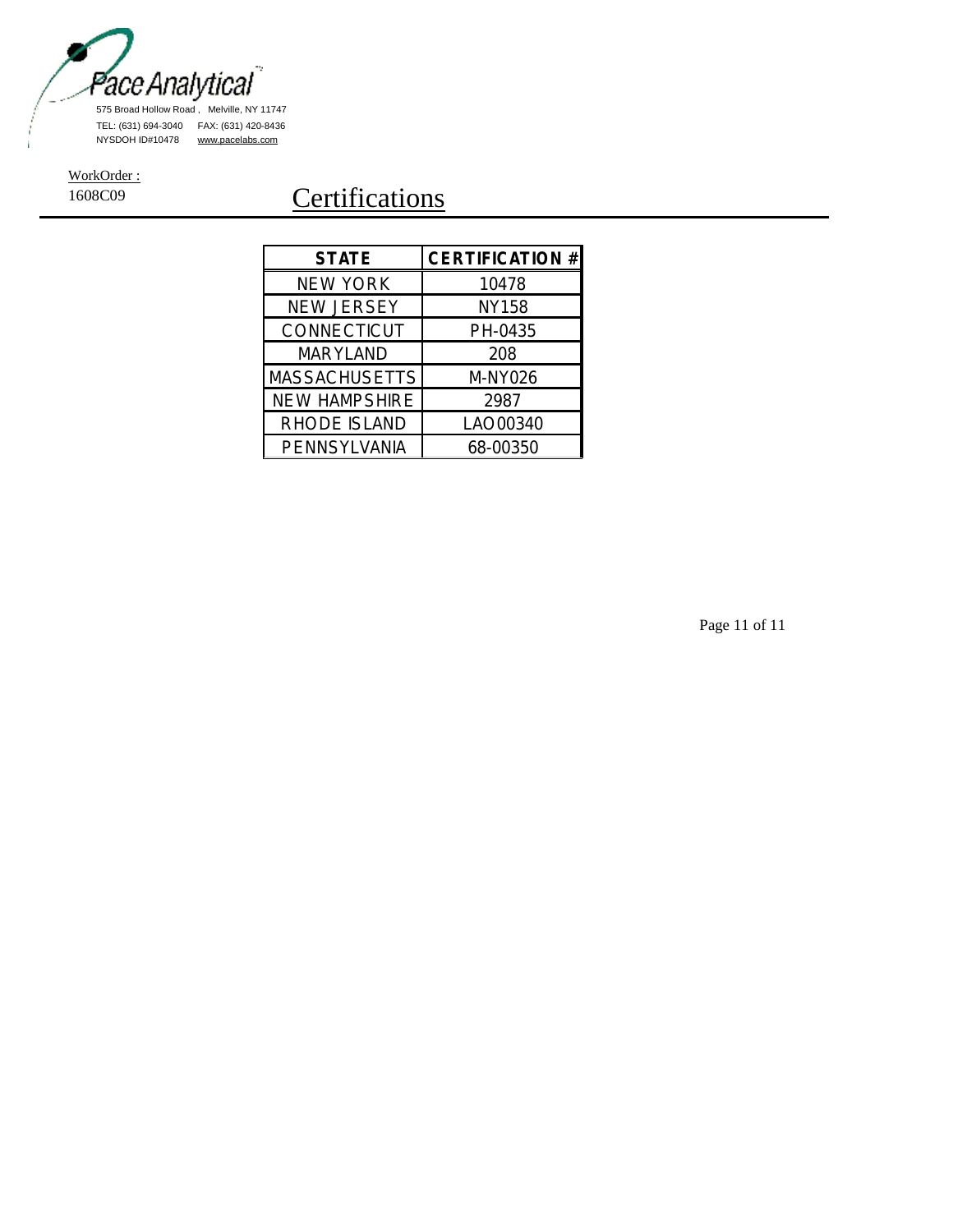Pace Analytical

575 Broad Hollow Road , Melville, NY 11747
TEL: (631) 694-3040 FAX: (631) 420-8436
NYSDOH ID#10478 www.pacelabs.com

WorkOrder :
1608C09

# Certifications

| STATE | CERTIFICATION # |
|---|---|
| NEW YORK | 10478 |
| NEW JERSEY | NY158 |
| CONNECTICUT | PH-0435 |
| MARYLAND | 208 |
| MASSACHUSETTS | M-NY026 |
| NEW HAMPSHIRE | 2987 |
| RHODE ISLAND | LAO00340 |
| PENNSYLVANIA | 68-00350 |